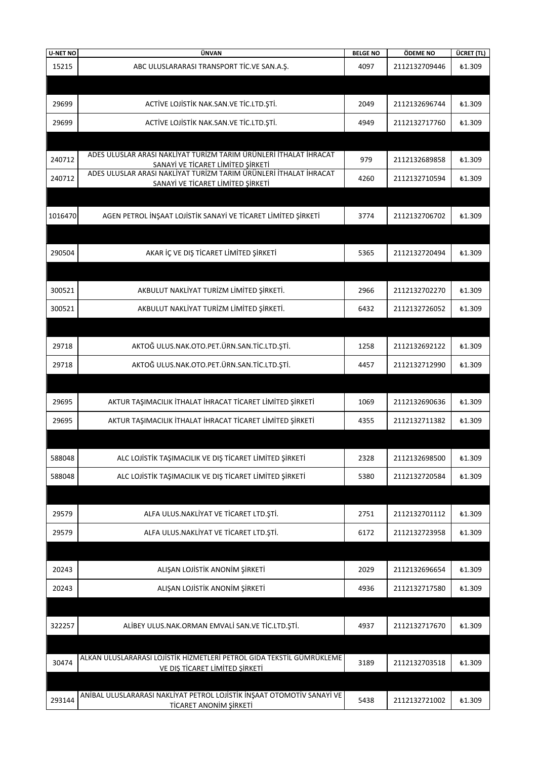| U-NET NO | ÜNVAN | BELGE NO | ÖDEME NO | ÜCRET (TL) |
|---|---|---|---|---|
| 15215 | ABC ULUSLARARASI TRANSPORT TİC.VE SAN.A.Ş. | 4097 | 2112132709446 | ₺1.309 |
| | | | | |
| 29699 | ACTİVE LOJİSTİK NAK.SAN.VE TİC.LTD.ŞTİ. | 2049 | 2112132696744 | ₺1.309 |
| 29699 | ACTİVE LOJİSTİK NAK.SAN.VE TİC.LTD.ŞTİ. | 4949 | 2112132717760 | ₺1.309 |
| | | | | |
| 240712 | ADES ULUSLAR ARASI NAKLİYAT TURİZM TARIM ÜRÜNLERİ İTHALAT İHRACAT SANAYİ VE TİCARET LİMİTED ŞİRKETİ | 979 | 2112132689858 | ₺1.309 |
| 240712 | ADES ULUSLAR ARASI NAKLİYAT TURİZM TARIM ÜRÜNLERİ İTHALAT İHRACAT SANAYİ VE TİCARET LİMİTED ŞİRKETİ | 4260 | 2112132710594 | ₺1.309 |
| | | | | |
| 1016470 | AGEN PETROL İNŞAAT LOJİSTİK SANAYİ VE TİCARET LİMİTED ŞİRKETİ | 3774 | 2112132706702 | ₺1.309 |
| | | | | |
| 290504 | AKAR İÇ VE DIŞ TİCARET LİMİTED ŞİRKETİ | 5365 | 2112132720494 | ₺1.309 |
| | | | | |
| 300521 | AKBULUT NAKLİYAT TURİZM LİMİTED ŞİRKETİ. | 2966 | 2112132702270 | ₺1.309 |
| 300521 | AKBULUT NAKLİYAT TURİZM LİMİTED ŞİRKETİ. | 6432 | 2112132726052 | ₺1.309 |
| | | | | |
| 29718 | AKTOĞ ULUS.NAK.OTO.PET.ÜRN.SAN.TİC.LTD.ŞTİ. | 1258 | 2112132692122 | ₺1.309 |
| 29718 | AKTOĞ ULUS.NAK.OTO.PET.ÜRN.SAN.TİC.LTD.ŞTİ. | 4457 | 2112132712990 | ₺1.309 |
| | | | | |
| 29695 | AKTUR TAŞIMACILIK İTHALAT İHRACAT TİCARET LİMİTED ŞİRKETİ | 1069 | 2112132690636 | ₺1.309 |
| 29695 | AKTUR TAŞIMACILIK İTHALAT İHRACAT TİCARET LİMİTED ŞİRKETİ | 4355 | 2112132711382 | ₺1.309 |
| | | | | |
| 588048 | ALC LOJİSTİK TAŞIMACILIK VE DIŞ TİCARET LİMİTED ŞİRKETİ | 2328 | 2112132698500 | ₺1.309 |
| 588048 | ALC LOJİSTİK TAŞIMACILIK VE DIŞ TİCARET LİMİTED ŞİRKETİ | 5380 | 2112132720584 | ₺1.309 |
| | | | | |
| 29579 | ALFA ULUS.NAKLİYAT VE TİCARET LTD.ŞTİ. | 2751 | 2112132701112 | ₺1.309 |
| 29579 | ALFA ULUS.NAKLİYAT VE TİCARET LTD.ŞTİ. | 6172 | 2112132723958 | ₺1.309 |
| | | | | |
| 20243 | ALIŞAN LOJİSTİK ANONİM ŞİRKETİ | 2029 | 2112132696654 | ₺1.309 |
| 20243 | ALIŞAN LOJİSTİK ANONİM ŞİRKETİ | 4936 | 2112132717580 | ₺1.309 |
| | | | | |
| 322257 | ALİBEY ULUS.NAK.ORMAN EMVALİ SAN.VE TİC.LTD.ŞTİ. | 4937 | 2112132717670 | ₺1.309 |
| | | | | |
| 30474 | ALKAN ULUSLARARASI LOJİSTİK HİZMETLERİ PETROL GIDA TEKSTİL GÜMRÜKLEME VE DIŞ TİCARET LİMİTED ŞİRKETİ | 3189 | 2112132703518 | ₺1.309 |
| | | | | |
| 293144 | ANİBAL ULUSLARARASI NAKLİYAT PETROL LOJİSTİK İNŞAAT OTOMOTİV SANAYİ VE TİCARET ANONİM ŞİRKETİ | 5438 | 2112132721002 | ₺1.309 |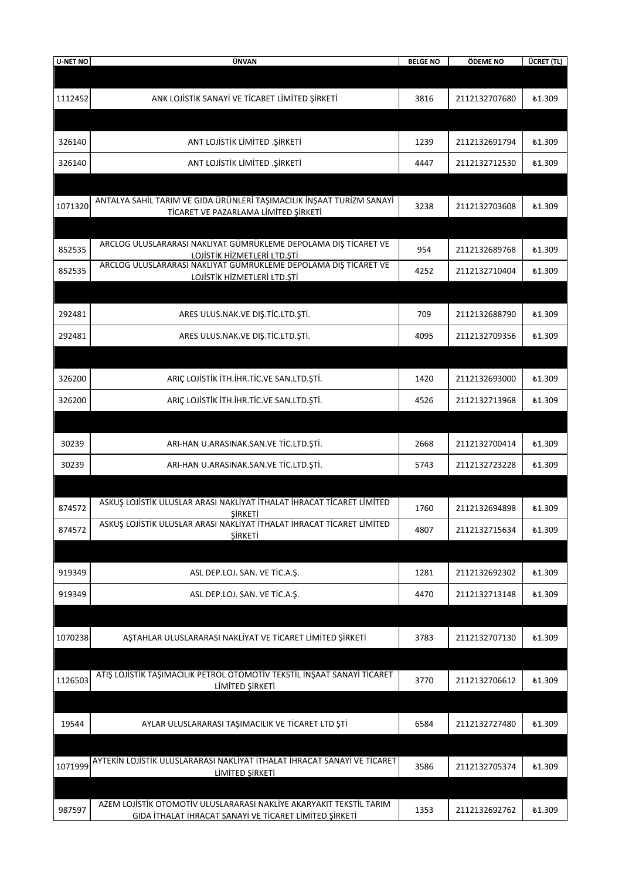| U-NET NO | ÜNVAN | BELGE NO | ÖDEME NO | ÜCRET (TL) |
|---|---|---|---|---|
| | | | | |
| 1112452 | ANK LOJİSTİK SANAYİ VE TİCARET LİMİTED ŞİRKETİ | 3816 | 2112132707680 | ₺1.309 |
| | | | | |
| 326140 | ANT LOJİSTİK LİMİTED .ŞİRKETİ | 1239 | 2112132691794 | ₺1.309 |
| 326140 | ANT LOJİSTİK LİMİTED .ŞİRKETİ | 4447 | 2112132712530 | ₺1.309 |
| | | | | |
| 1071320 | ANTALYA SAHİL TARIM VE GIDA ÜRÜNLERİ TAŞIMACILIK İNŞAAT TURİZM SANAYİ TİCARET VE PAZARLAMA LİMİTED ŞİRKETİ | 3238 | 2112132703608 | ₺1.309 |
| | | | | |
| 852535 | ARCLOG ULUSLARARASI NAKLİYAT GÜMRÜKLEME DEPOLAMA DIŞ TİCARET VE LOJİSTİK HİZMETLERİ LTD.ŞTİ | 954 | 2112132689768 | ₺1.309 |
| 852535 | ARCLOG ULUSLARARASI NAKLİYAT GÜMRÜKLEME DEPOLAMA DIŞ TİCARET VE LOJİSTİK HİZMETLERİ LTD.ŞTİ | 4252 | 2112132710404 | ₺1.309 |
| | | | | |
| 292481 | ARES ULUS.NAK.VE DIŞ.TİC.LTD.ŞTİ. | 709 | 2112132688790 | ₺1.309 |
| 292481 | ARES ULUS.NAK.VE DIŞ.TİC.LTD.ŞTİ. | 4095 | 2112132709356 | ₺1.309 |
| | | | | |
| 326200 | ARIÇ LOJİSTİK İTH.İHR.TİC.VE SAN.LTD.ŞTİ. | 1420 | 2112132693000 | ₺1.309 |
| 326200 | ARIÇ LOJİSTİK İTH.İHR.TİC.VE SAN.LTD.ŞTİ. | 4526 | 2112132713968 | ₺1.309 |
| | | | | |
| 30239 | ARI-HAN U.ARASINAK.SAN.VE TİC.LTD.ŞTİ. | 2668 | 2112132700414 | ₺1.309 |
| 30239 | ARI-HAN U.ARASINAK.SAN.VE TİC.LTD.ŞTİ. | 5743 | 2112132723228 | ₺1.309 |
| | | | | |
| 874572 | ASKUŞ LOJİSTİK ULUSLAR ARASI NAKLİYAT İTHALAT İHRACAT TİCARET LİMİTED ŞİRKETİ | 1760 | 2112132694898 | ₺1.309 |
| 874572 | ASKUŞ LOJİSTİK ULUSLAR ARASI NAKLİYAT İTHALAT İHRACAT TİCARET LİMİTED ŞİRKETİ | 4807 | 2112132715634 | ₺1.309 |
| | | | | |
| 919349 | ASL DEP.LOJ. SAN. VE TİC.A.Ş. | 1281 | 2112132692302 | ₺1.309 |
| 919349 | ASL DEP.LOJ. SAN. VE TİC.A.Ş. | 4470 | 2112132713148 | ₺1.309 |
| | | | | |
| 1070238 | AŞTAHLAR ULUSLARARASI NAKLİYAT VE TİCARET LİMİTED ŞİRKETİ | 3783 | 2112132707130 | ₺1.309 |
| | | | | |
| 1126503 | ATIŞ LOJİSTİK TAŞIMACILIK PETROL OTOMOTİV TEKSTİL İNŞAAT SANAYİ TİCARET LİMİTED ŞİRKETİ | 3770 | 2112132706612 | ₺1.309 |
| | | | | |
| 19544 | AYLAR ULUSLARARASI TAŞIMACILIK VE TİCARET LTD ŞTİ | 6584 | 2112132727480 | ₺1.309 |
| | | | | |
| 1071999 | AYTEKİN LOJİSTİK ULUSLARARASI NAKLİYAT İTHALAT İHRACAT SANAYİ VE TİCARET LİMİTED ŞİRKETİ | 3586 | 2112132705374 | ₺1.309 |
| | | | | |
| 987597 | AZEM LOJİSTİK OTOMOTİV ULUSLARARASI NAKLİYE AKARYAKIT TEKSTİL TARIM GIDA İTHALAT İHRACAT SANAYİ VE TİCARET LİMİTED ŞİRKETİ | 1353 | 2112132692762 | ₺1.309 |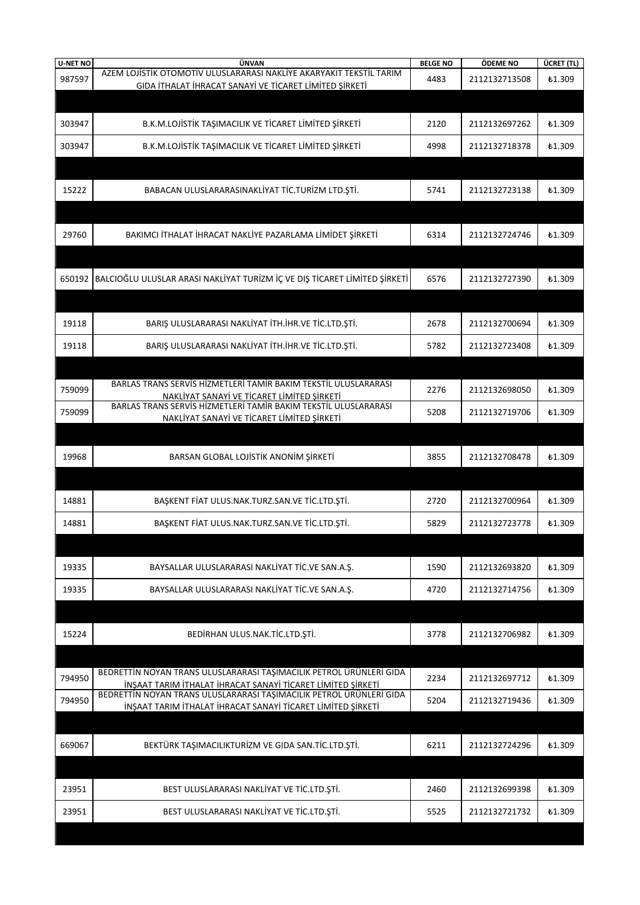| U-NET NO | ÜNVAN | BELGE NO | ÖDEME NO | ÜCRET (TL) |
|---|---|---|---|---|
| 987597 | AZEM LOJİSTİK OTOMOTİV ULUSLARARASI NAKLİYE AKARYAKIT TEKSTİL TARIM GIDA İTHALAT İHRACAT SANAYİ VE TİCARET LİMİTED ŞİRKETİ | 4483 | 2112132713508 | ₺1.309 |
| | | | | |
| 303947 | B.K.M.LOJİSTİK TAŞIMACILIK VE TİCARET LİMİTED ŞİRKETİ | 2120 | 2112132697262 | ₺1.309 |
| 303947 | B.K.M.LOJİSTİK TAŞIMACILIK VE TİCARET LİMİTED ŞİRKETİ | 4998 | 2112132718378 | ₺1.309 |
| | | | | |
| 15222 | BABACAN ULUSLARARASINAKLİYAT TİC.TURİZM LTD.ŞTİ. | 5741 | 2112132723138 | ₺1.309 |
| | | | | |
| 29760 | BAKIMCI İTHALAT İHRACAT NAKLİYE PAZARLAMA LİMİDET ŞİRKETİ | 6314 | 2112132724746 | ₺1.309 |
| | | | | |
| 650192 | BALCIOĞLU ULUSLAR ARASI NAKLİYAT TURİZM İÇ VE DIŞ TİCARET LİMİTED ŞİRKETİ | 6576 | 2112132727390 | ₺1.309 |
| | | | | |
| 19118 | BARIŞ ULUSLARARASI NAKLİYAT İTH.İHR.VE TİC.LTD.ŞTİ. | 2678 | 2112132700694 | ₺1.309 |
| 19118 | BARIŞ ULUSLARARASI NAKLİYAT İTH.İHR.VE TİC.LTD.ŞTİ. | 5782 | 2112132723408 | ₺1.309 |
| | | | | |
| 759099 | BARLAS TRANS SERVİS HİZMETLERİ TAMİR BAKIM TEKSTİL ULUSLARARASI NAKLİYAT SANAYİ VE TİCARET LİMİTED ŞİRKETİ | 2276 | 2112132698050 | ₺1.309 |
| 759099 | BARLAS TRANS SERVİS HİZMETLERİ TAMİR BAKIM TEKSTİL ULUSLARARASI NAKLİYAT SANAYİ VE TİCARET LİMİTED ŞİRKETİ | 5208 | 2112132719706 | ₺1.309 |
| | | | | |
| 19968 | BARSAN GLOBAL LOJİSTİK ANONİM ŞİRKETİ | 3855 | 2112132708478 | ₺1.309 |
| | | | | |
| 14881 | BAŞKENT FİAT ULUS.NAK.TURZ.SAN.VE TİC.LTD.ŞTİ. | 2720 | 2112132700964 | ₺1.309 |
| 14881 | BAŞKENT FİAT ULUS.NAK.TURZ.SAN.VE TİC.LTD.ŞTİ. | 5829 | 2112132723778 | ₺1.309 |
| | | | | |
| 19335 | BAYSALLAR ULUSLARARASI NAKLİYAT TİC.VE SAN.A.Ş. | 1590 | 2112132693820 | ₺1.309 |
| 19335 | BAYSALLAR ULUSLARARASI NAKLİYAT TİC.VE SAN.A.Ş. | 4720 | 2112132714756 | ₺1.309 |
| | | | | |
| 15224 | BEDİRHAN ULUS.NAK.TİC.LTD.ŞTİ. | 3778 | 2112132706982 | ₺1.309 |
| | | | | |
| 794950 | BEDRETTİN NOYAN TRANS ULUSLARARASI TAŞIMACILIK PETROL ÜRÜNLERİ GIDA İNŞAAT TARIM İTHALAT İHRACAT SANAYİ TİCARET LİMİTED ŞİRKETİ | 2234 | 2112132697712 | ₺1.309 |
| 794950 | BEDRETTİN NOYAN TRANS ULUSLARARASI TAŞIMACILIK PETROL ÜRÜNLERİ GIDA İNŞAAT TARIM İTHALAT İHRACAT SANAYİ TİCARET LİMİTED ŞİRKETİ | 5204 | 2112132719436 | ₺1.309 |
| | | | | |
| 669067 | BEKTÜRK TAŞIMACILIKTURİZM VE GIDA SAN.TİC.LTD.ŞTİ. | 6211 | 2112132724296 | ₺1.309 |
| | | | | |
| 23951 | BEST ULUSLARARASI NAKLİYAT VE TİC.LTD.ŞTİ. | 2460 | 2112132699398 | ₺1.309 |
| 23951 | BEST ULUSLARARASI NAKLİYAT VE TİC.LTD.ŞTİ. | 5525 | 2112132721732 | ₺1.309 |
| | | | | |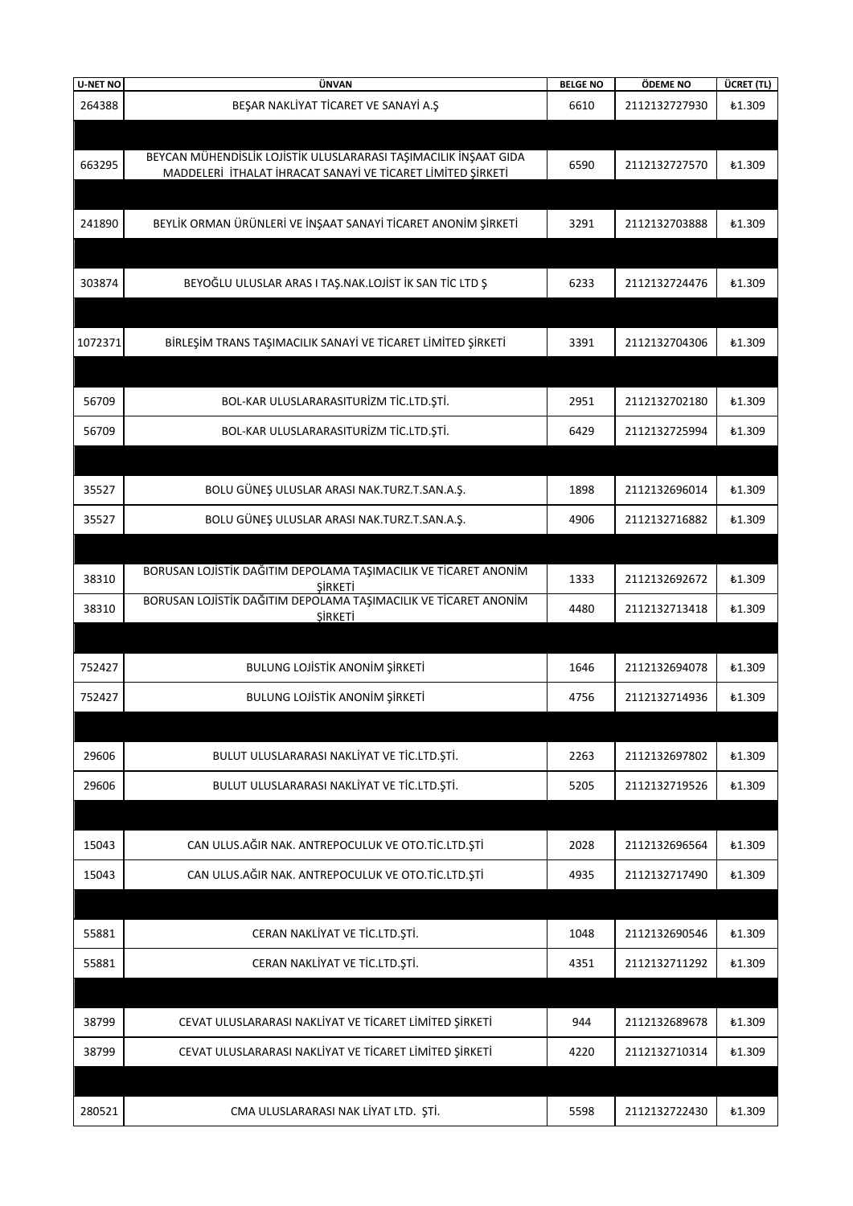| U-NET NO | ÜNVAN | BELGE NO | ÖDEME NO | ÜCRET (TL) |
| --- | --- | --- | --- | --- |
| 264388 | BEŞAR NAKLİYAT TİCARET VE SANAYİ A.Ş | 6610 | 2112132727930 | ₺1.309 |
| | | | | |
| 663295 | BEYCAN MÜHENDİSLİK LOJİSTİK ULUSLARARASI TAŞIMACILIK İNŞAAT GIDA MADDELERİ İTHALAT İHRACAT SANAYİ VE TİCARET LİMİTED ŞİRKETİ | 6590 | 2112132727570 | ₺1.309 |
| | | | | |
| 241890 | BEYLİK ORMAN ÜRÜNLERİ VE İNŞAAT SANAYİ TİCARET ANONİM ŞİRKETİ | 3291 | 2112132703888 | ₺1.309 |
| | | | | |
| 303874 | BEYOĞLU ULUSLAR ARAS I TAŞ.NAK.LOJİST İK SAN TİC LTD Ş | 6233 | 2112132724476 | ₺1.309 |
| | | | | |
| 1072371 | BİRLEŞİM TRANS TAŞIMACILIK SANAYİ VE TİCARET LİMİTED ŞİRKETİ | 3391 | 2112132704306 | ₺1.309 |
| | | | | |
| 56709 | BOL-KAR ULUSLARARASITURİZM TİC.LTD.ŞTİ. | 2951 | 2112132702180 | ₺1.309 |
| 56709 | BOL-KAR ULUSLARARASITURİZM TİC.LTD.ŞTİ. | 6429 | 2112132725994 | ₺1.309 |
| | | | | |
| 35527 | BOLU GÜNEŞ ULUSLAR ARASI NAK.TURZ.T.SAN.A.Ş. | 1898 | 2112132696014 | ₺1.309 |
| 35527 | BOLU GÜNEŞ ULUSLAR ARASI NAK.TURZ.T.SAN.A.Ş. | 4906 | 2112132716882 | ₺1.309 |
| | | | | |
| 38310 | BORUSAN LOJİSTİK DAĞITIM DEPOLAMA TAŞIMACILIK VE TİCARET ANONİM ŞİRKETİ | 1333 | 2112132692672 | ₺1.309 |
| 38310 | BORUSAN LOJİSTİK DAĞITIM DEPOLAMA TAŞIMACILIK VE TİCARET ANONİM ŞİRKETİ | 4480 | 2112132713418 | ₺1.309 |
| | | | | |
| 752427 | BULUNG LOJİSTİK ANONİM ŞİRKETİ | 1646 | 2112132694078 | ₺1.309 |
| 752427 | BULUNG LOJİSTİK ANONİM ŞİRKETİ | 4756 | 2112132714936 | ₺1.309 |
| | | | | |
| 29606 | BULUT ULUSLARARASI NAKLİYAT VE TİC.LTD.ŞTİ. | 2263 | 2112132697802 | ₺1.309 |
| 29606 | BULUT ULUSLARARASI NAKLİYAT VE TİC.LTD.ŞTİ. | 5205 | 2112132719526 | ₺1.309 |
| | | | | |
| 15043 | CAN ULUS.AĞIR NAK. ANTREPOCULUK VE OTO.TİC.LTD.ŞTİ | 2028 | 2112132696564 | ₺1.309 |
| 15043 | CAN ULUS.AĞIR NAK. ANTREPOCULUK VE OTO.TİC.LTD.ŞTİ | 4935 | 2112132717490 | ₺1.309 |
| | | | | |
| 55881 | CERAN NAKLİYAT VE TİC.LTD.ŞTİ. | 1048 | 2112132690546 | ₺1.309 |
| 55881 | CERAN NAKLİYAT VE TİC.LTD.ŞTİ. | 4351 | 2112132711292 | ₺1.309 |
| | | | | |
| 38799 | CEVAT ULUSLARARASI NAKLİYAT VE TİCARET LİMİTED ŞİRKETİ | 944 | 2112132689678 | ₺1.309 |
| 38799 | CEVAT ULUSLARARASI NAKLİYAT VE TİCARET LİMİTED ŞİRKETİ | 4220 | 2112132710314 | ₺1.309 |
| | | | | |
| 280521 | CMA ULUSLARARASI NAK LİYAT LTD. ŞTİ. | 5598 | 2112132722430 | ₺1.309 |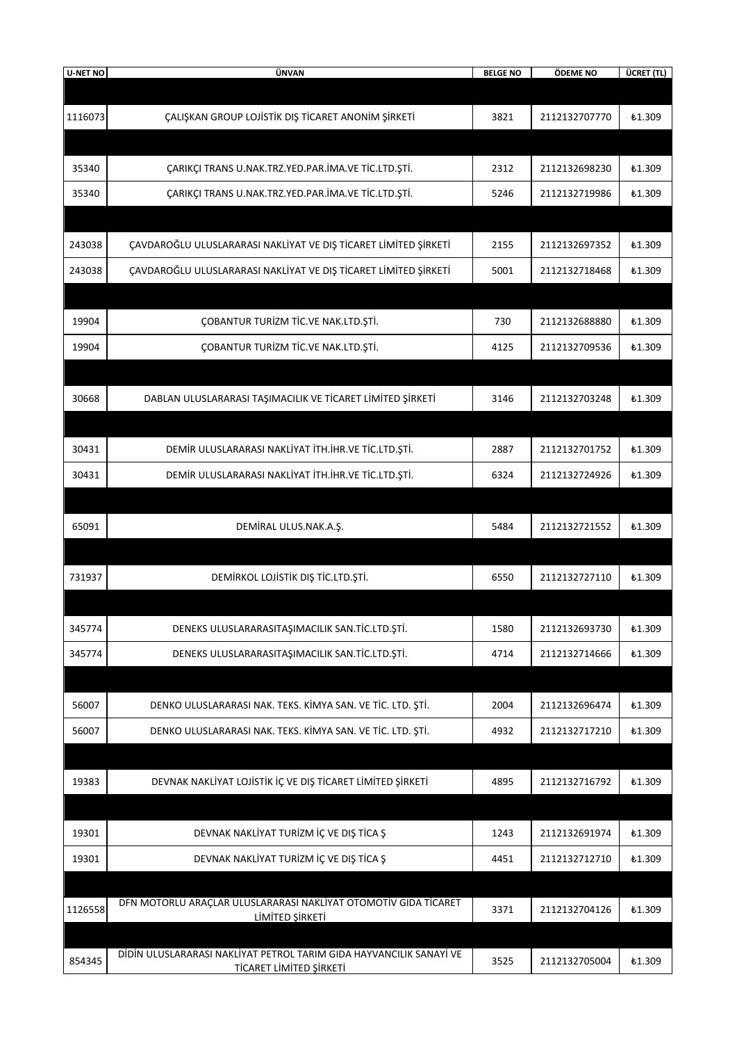| U-NET NO | ÜNVAN | BELGE NO | ÖDEME NO | ÜCRET (TL) |
|---|---|---|---|---|
| | | | | |
| 1116073 | ÇALIŞKAN GROUP LOJİSTİK DIŞ TİCARET ANONİM ŞİRKETİ | 3821 | 2112132707770 | ₺1.309 |
| | | | | |
| 35340 | ÇARIKÇI TRANS U.NAK.TRZ.YED.PAR.İMA.VE TİC.LTD.ŞTİ. | 2312 | 2112132698230 | ₺1.309 |
| 35340 | ÇARIKÇI TRANS U.NAK.TRZ.YED.PAR.İMA.VE TİC.LTD.ŞTİ. | 5246 | 2112132719986 | ₺1.309 |
| | | | | |
| 243038 | ÇAVDAROĞLU ULUSLARARASI NAKLİYAT VE DIŞ TİCARET LİMİTED ŞİRKETİ | 2155 | 2112132697352 | ₺1.309 |
| 243038 | ÇAVDAROĞLU ULUSLARARASI NAKLİYAT VE DIŞ TİCARET LİMİTED ŞİRKETİ | 5001 | 2112132718468 | ₺1.309 |
| | | | | |
| 19904 | ÇOBANTUR TURİZM TİC.VE NAK.LTD.ŞTİ. | 730 | 2112132688880 | ₺1.309 |
| 19904 | ÇOBANTUR TURİZM TİC.VE NAK.LTD.ŞTİ. | 4125 | 2112132709536 | ₺1.309 |
| | | | | |
| 30668 | DABLAN ULUSLARARASI TAŞIMACILIK VE TİCARET LİMİTED ŞİRKETİ | 3146 | 2112132703248 | ₺1.309 |
| | | | | |
| 30431 | DEMİR ULUSLARARASI NAKLİYAT İTH.İHR.VE TİC.LTD.ŞTİ. | 2887 | 2112132701752 | ₺1.309 |
| 30431 | DEMİR ULUSLARARASI NAKLİYAT İTH.İHR.VE TİC.LTD.ŞTİ. | 6324 | 2112132724926 | ₺1.309 |
| | | | | |
| 65091 | DEMİRAL ULUS.NAK.A.Ş. | 5484 | 2112132721552 | ₺1.309 |
| | | | | |
| 731937 | DEMİRKOL LOJİSTİK DIŞ TİC.LTD.ŞTİ. | 6550 | 2112132727110 | ₺1.309 |
| | | | | |
| 345774 | DENEKS ULUSLARARASITAŞIMACILIK SAN.TİC.LTD.ŞTİ. | 1580 | 2112132693730 | ₺1.309 |
| 345774 | DENEKS ULUSLARARASITAŞIMACILIK SAN.TİC.LTD.ŞTİ. | 4714 | 2112132714666 | ₺1.309 |
| | | | | |
| 56007 | DENKO ULUSLARARASI NAK. TEKS. KİMYA SAN. VE TİC. LTD. ŞTİ. | 2004 | 2112132696474 | ₺1.309 |
| 56007 | DENKO ULUSLARARASI NAK. TEKS. KİMYA SAN. VE TİC. LTD. ŞTİ. | 4932 | 2112132717210 | ₺1.309 |
| | | | | |
| 19383 | DEVNAK NAKLİYAT LOJİSTİK İÇ VE DIŞ TİCARET LİMİTED ŞİRKETİ | 4895 | 2112132716792 | ₺1.309 |
| | | | | |
| 19301 | DEVNAK NAKLİYAT TURİZM İÇ VE DIŞ TİCA Ş | 1243 | 2112132691974 | ₺1.309 |
| 19301 | DEVNAK NAKLİYAT TURİZM İÇ VE DIŞ TİCA Ş | 4451 | 2112132712710 | ₺1.309 |
| | | | | |
| 1126558 | DFN MOTORLU ARAÇLAR ULUSLARARASI NAKLİYAT OTOMOTİV GIDA TİCARET LİMİTED ŞİRKETİ | 3371 | 2112132704126 | ₺1.309 |
| | | | | |
| 854345 | DİDİN ULUSLARARASI NAKLİYAT PETROL TARIM GIDA HAYVANCILIK SANAYİ VE TİCARET LİMİTED ŞİRKETİ | 3525 | 2112132705004 | ₺1.309 |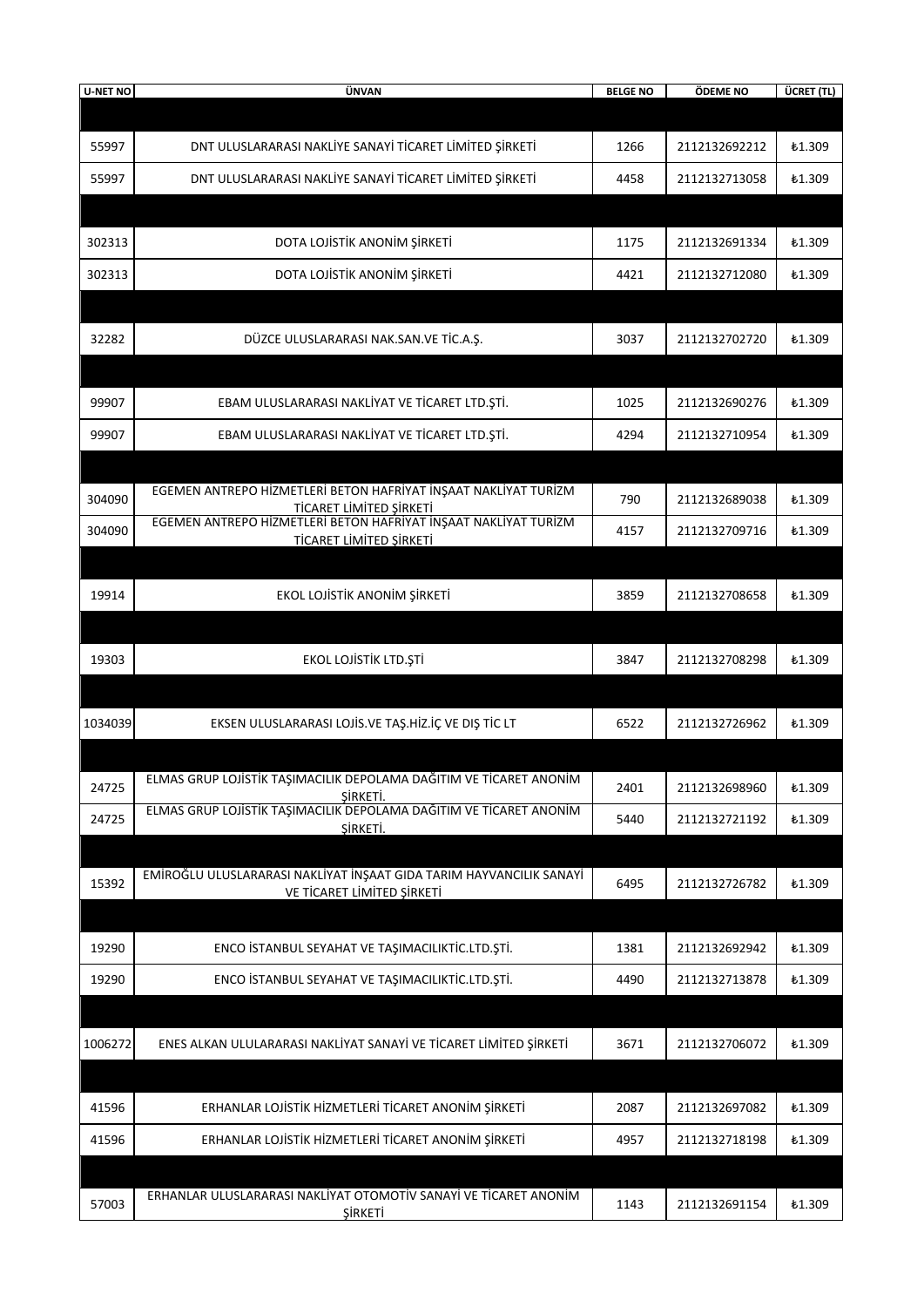| U-NET NO | ÜNVAN | BELGE NO | ÖDEME NO | ÜCRET (TL) |
|---|---|---|---|---|
| | | | | |
| 55997 | DNT ULUSLARARASI NAKLİYE SANAYİ TİCARET LİMİTED ŞİRKETİ | 1266 | 2112132692212 | ₺1.309 |
| 55997 | DNT ULUSLARARASI NAKLİYE SANAYİ TİCARET LİMİTED ŞİRKETİ | 4458 | 2112132713058 | ₺1.309 |
| | | | | |
| 302313 | DOTA LOJİSTİK ANONİM ŞİRKETİ | 1175 | 2112132691334 | ₺1.309 |
| 302313 | DOTA LOJİSTİK ANONİM ŞİRKETİ | 4421 | 2112132712080 | ₺1.309 |
| | | | | |
| 32282 | DÜZCE ULUSLARARASI NAK.SAN.VE TİC.A.Ş. | 3037 | 2112132702720 | ₺1.309 |
| | | | | |
| 99907 | EBAM ULUSLARARASI NAKLİYAT VE TİCARET LTD.ŞTİ. | 1025 | 2112132690276 | ₺1.309 |
| 99907 | EBAM ULUSLARARASI NAKLİYAT VE TİCARET LTD.ŞTİ. | 4294 | 2112132710954 | ₺1.309 |
| | | | | |
| 304090 | EGEMEN ANTREPO HİZMETLERİ BETON HAFRİYAT İNŞAAT NAKLİYAT TURİZM TİCARET LİMİTED ŞİRKETİ | 790 | 2112132689038 | ₺1.309 |
| 304090 | EGEMEN ANTREPO HİZMETLERİ BETON HAFRİYAT İNŞAAT NAKLİYAT TURİZM TİCARET LİMİTED ŞİRKETİ | 4157 | 2112132709716 | ₺1.309 |
| | | | | |
| 19914 | EKOL LOJİSTİK ANONİM ŞİRKETİ | 3859 | 2112132708658 | ₺1.309 |
| | | | | |
| 19303 | EKOL LOJİSTİK LTD.ŞTİ | 3847 | 2112132708298 | ₺1.309 |
| | | | | |
| 1034039 | EKSEN ULUSLARARASI LOJİS.VE TAŞ.HİZ.İÇ VE DIŞ TİC LT | 6522 | 2112132726962 | ₺1.309 |
| | | | | |
| 24725 | ELMAS GRUP LOJİSTİK TAŞIMACILIK DEPOLAMA DAĞITIM VE TİCARET ANONİM ŞİRKETİ. | 2401 | 2112132698960 | ₺1.309 |
| 24725 | ELMAS GRUP LOJİSTİK TAŞIMACILIK DEPOLAMA DAĞITIM VE TİCARET ANONİM ŞİRKETİ. | 5440 | 2112132721192 | ₺1.309 |
| | | | | |
| 15392 | EMİROĞLU ULUSLARARASI NAKLİYAT İNŞAAT GIDA TARIM HAYVANCILIK SANAYİ VE TİCARET LİMİTED ŞİRKETİ | 6495 | 2112132726782 | ₺1.309 |
| | | | | |
| 19290 | ENCO İSTANBUL SEYAHAT VE TAŞIMACILIKTİC.LTD.ŞTİ. | 1381 | 2112132692942 | ₺1.309 |
| 19290 | ENCO İSTANBUL SEYAHAT VE TAŞIMACILIKTİC.LTD.ŞTİ. | 4490 | 2112132713878 | ₺1.309 |
| | | | | |
| 1006272 | ENES ALKAN ULULARARASI NAKLİYAT SANAYİ VE TİCARET LİMİTED ŞİRKETİ | 3671 | 2112132706072 | ₺1.309 |
| | | | | |
| 41596 | ERHANLAR LOJİSTİK HİZMETLERİ TİCARET ANONİM ŞİRKETİ | 2087 | 2112132697082 | ₺1.309 |
| 41596 | ERHANLAR LOJİSTİK HİZMETLERİ TİCARET ANONİM ŞİRKETİ | 4957 | 2112132718198 | ₺1.309 |
| | | | | |
| 57003 | ERHANLAR ULUSLARARASI NAKLİYAT OTOMOTİV SANAYİ VE TİCARET ANONİM ŞİRKETİ | 1143 | 2112132691154 | ₺1.309 |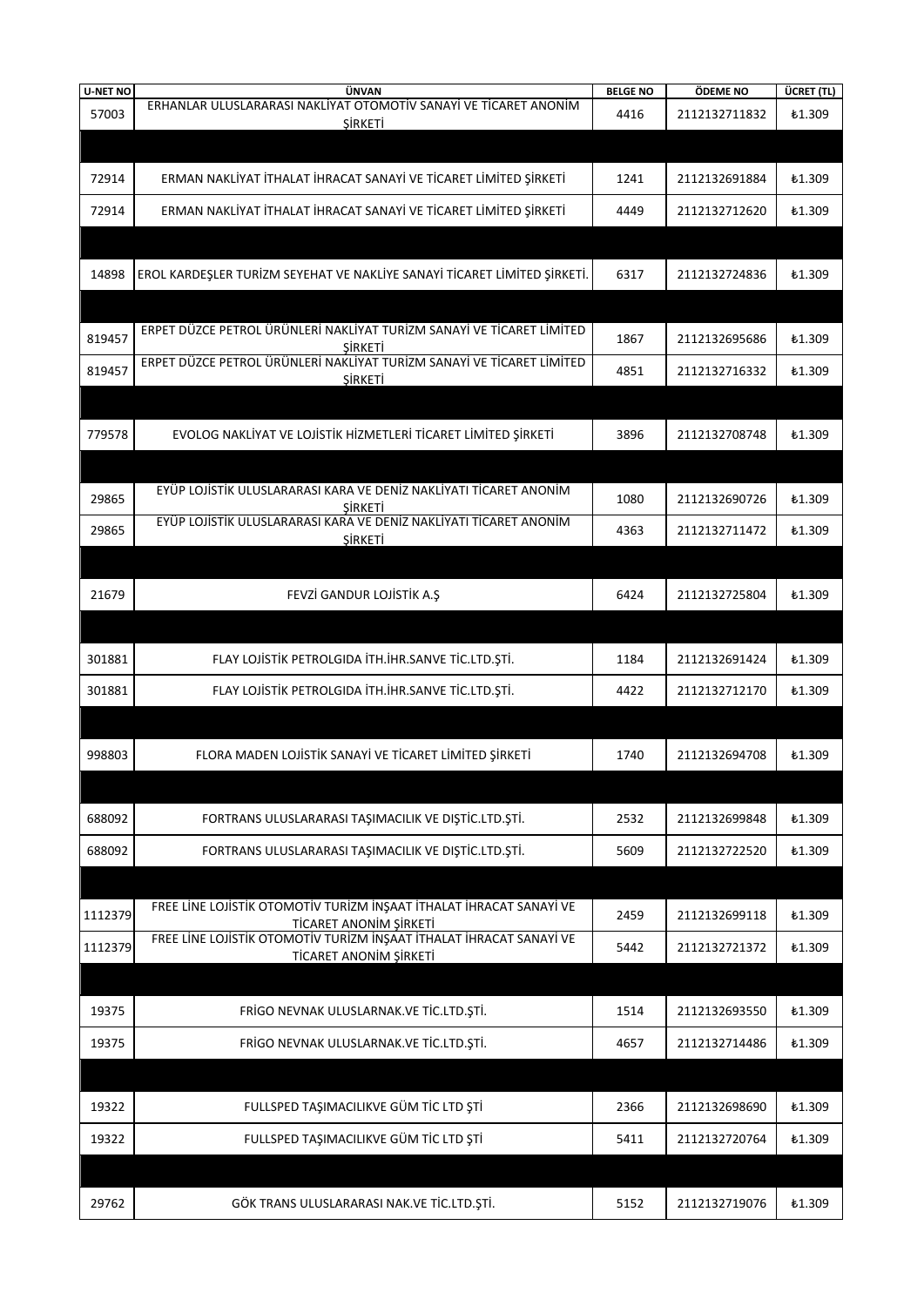| U-NET NO | ÜNVAN | BELGE NO | ÖDEME NO | ÜCRET (TL) |
|---|---|---|---|---|
| 57003 | ERHANLAR ULUSLARARASI NAKLİYAT OTOMOTİV SANAYİ VE TİCARET ANONİM ŞİRKETİ | 4416 | 2112132711832 | ₺1.309 |
| | | | | |
| 72914 | ERMAN NAKLİYAT İTHALAT İHRACAT SANAYİ VE TİCARET LİMİTED ŞİRKETİ | 1241 | 2112132691884 | ₺1.309 |
| 72914 | ERMAN NAKLİYAT İTHALAT İHRACAT SANAYİ VE TİCARET LİMİTED ŞİRKETİ | 4449 | 2112132712620 | ₺1.309 |
| | | | | |
| 14898 | EROL KARDEŞLER TURİZM SEYEHAT VE NAKLİYE SANAYİ TİCARET LİMİTED ŞİRKETİ. | 6317 | 2112132724836 | ₺1.309 |
| | | | | |
| 819457 | ERPET DÜZCE PETROL ÜRÜNLERİ NAKLİYAT TURİZM SANAYİ VE TİCARET LİMİTED ŞİRKETİ | 1867 | 2112132695686 | ₺1.309 |
| 819457 | ERPET DÜZCE PETROL ÜRÜNLERİ NAKLİYAT TURİZM SANAYİ VE TİCARET LİMİTED ŞİRKETİ | 4851 | 2112132716332 | ₺1.309 |
| | | | | |
| 779578 | EVOLOG NAKLİYAT VE LOJİSTİK HİZMETLERİ TİCARET LİMİTED ŞİRKETİ | 3896 | 2112132708748 | ₺1.309 |
| | | | | |
| 29865 | EYÜP LOJİSTİK ULUSLARARASI KARA VE DENİZ NAKLİYATI TİCARET ANONİM ŞİRKETİ | 1080 | 2112132690726 | ₺1.309 |
| 29865 | EYÜP LOJİSTİK ULUSLARARASI KARA VE DENİZ NAKLİYATI TİCARET ANONİM ŞİRKETİ | 4363 | 2112132711472 | ₺1.309 |
| | | | | |
| 21679 | FEVZİ GANDUR LOJİSTİK A.Ş | 6424 | 2112132725804 | ₺1.309 |
| | | | | |
| 301881 | FLAY LOJİSTİK PETROLGIDA İTH.İHR.SANVE TİC.LTD.ŞTİ. | 1184 | 2112132691424 | ₺1.309 |
| 301881 | FLAY LOJİSTİK PETROLGIDA İTH.İHR.SANVE TİC.LTD.ŞTİ. | 4422 | 2112132712170 | ₺1.309 |
| | | | | |
| 998803 | FLORA MADEN LOJİSTİK SANAYİ VE TİCARET LİMİTED ŞİRKETİ | 1740 | 2112132694708 | ₺1.309 |
| | | | | |
| 688092 | FORTRANS ULUSLARARASI TAŞIMACILIK VE DIŞTİC.LTD.ŞTİ. | 2532 | 2112132699848 | ₺1.309 |
| 688092 | FORTRANS ULUSLARARASI TAŞIMACILIK VE DIŞTİC.LTD.ŞTİ. | 5609 | 2112132722520 | ₺1.309 |
| | | | | |
| 1112379 | FREE LİNE LOJİSTİK OTOMOTİV TURİZM İNŞAAT İTHALAT İHRACAT SANAYİ VE TİCARET ANONİM ŞİRKETİ | 2459 | 2112132699118 | ₺1.309 |
| 1112379 | FREE LİNE LOJİSTİK OTOMOTİV TURİZM İNŞAAT İTHALAT İHRACAT SANAYİ VE TİCARET ANONİM ŞİRKETİ | 5442 | 2112132721372 | ₺1.309 |
| | | | | |
| 19375 | FRİGO NEVNAK ULUSLARNAK.VE TİC.LTD.ŞTİ. | 1514 | 2112132693550 | ₺1.309 |
| 19375 | FRİGO NEVNAK ULUSLARNAK.VE TİC.LTD.ŞTİ. | 4657 | 2112132714486 | ₺1.309 |
| | | | | |
| 19322 | FULLSPED TAŞIMACILIKVE GÜM TİC LTD ŞTİ | 2366 | 2112132698690 | ₺1.309 |
| 19322 | FULLSPED TAŞIMACILIKVE GÜM TİC LTD ŞTİ | 5411 | 2112132720764 | ₺1.309 |
| | | | | |
| 29762 | GÖK TRANS ULUSLARARASI NAK.VE TİC.LTD.ŞTİ. | 5152 | 2112132719076 | ₺1.309 |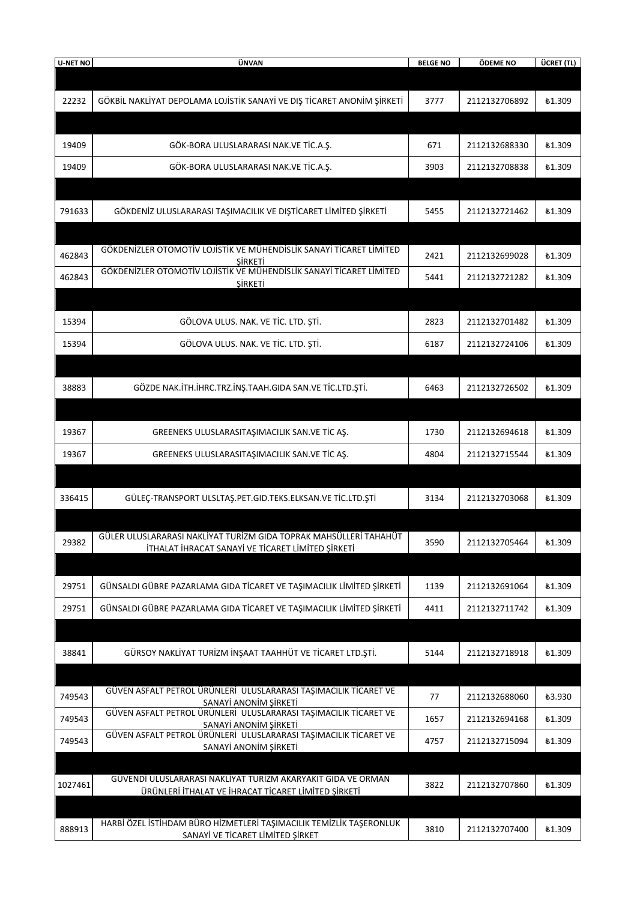| U-NET NO | ÜNVAN | BELGE NO | ÖDEME NO | ÜCRET (TL) |
|---|---|---|---|---|
| | | | | |
| 22232 | GÖKBİL NAKLİYAT DEPOLAMA LOJİSTİK SANAYİ VE DIŞ TİCARET ANONİM ŞİRKETİ | 3777 | 2112132706892 | ₺1.309 |
| | | | | |
| 19409 | GÖK-BORA ULUSLARARASI NAK.VE TİC.A.Ş. | 671 | 2112132688330 | ₺1.309 |
| 19409 | GÖK-BORA ULUSLARARASI NAK.VE TİC.A.Ş. | 3903 | 2112132708838 | ₺1.309 |
| | | | | |
| 791633 | GÖKDENİZ ULUSLARARASI TAŞIMACILIK VE DIŞTİCARET LİMİTED ŞİRKETİ | 5455 | 2112132721462 | ₺1.309 |
| | | | | |
| 462843 | GÖKDENİZLER OTOMOTİV LOJİSTİK VE MÜHENDİSLİK SANAYİ TİCARET LİMİTED ŞİRKETİ | 2421 | 2112132699028 | ₺1.309 |
| 462843 | GÖKDENİZLER OTOMOTİV LOJİSTİK VE MÜHENDİSLİK SANAYİ TİCARET LİMİTED ŞİRKETİ | 5441 | 2112132721282 | ₺1.309 |
| | | | | |
| 15394 | GÖLOVA ULUS. NAK. VE TİC. LTD. ŞTİ. | 2823 | 2112132701482 | ₺1.309 |
| 15394 | GÖLOVA ULUS. NAK. VE TİC. LTD. ŞTİ. | 6187 | 2112132724106 | ₺1.309 |
| | | | | |
| 38883 | GÖZDE NAK.İTH.İHRC.TRZ.İNŞ.TAAH.GIDA SAN.VE TİC.LTD.ŞTİ. | 6463 | 2112132726502 | ₺1.309 |
| | | | | |
| 19367 | GREENEKS ULUSLARASITAŞIMACILIK SAN.VE TİC AŞ. | 1730 | 2112132694618 | ₺1.309 |
| 19367 | GREENEKS ULUSLARASITAŞIMACILIK SAN.VE TİC AŞ. | 4804 | 2112132715544 | ₺1.309 |
| | | | | |
| 336415 | GÜLEÇ-TRANSPORT ULSLTAŞ.PET.GID.TEKS.ELKSAN.VE TİC.LTD.ŞTİ | 3134 | 2112132703068 | ₺1.309 |
| | | | | |
| 29382 | GÜLER ULUSLARARASI NAKLİYAT TURİZM GIDA TOPRAK MAHSÜLLERİ TAHAHÜT İTHALAT İHRACAT SANAYİ VE TİCARET LİMİTED ŞİRKETİ | 3590 | 2112132705464 | ₺1.309 |
| | | | | |
| 29751 | GÜNSALDI GÜBRE PAZARLAMA GIDA TİCARET VE TAŞIMACILIK LİMİTED ŞİRKETİ | 1139 | 2112132691064 | ₺1.309 |
| 29751 | GÜNSALDI GÜBRE PAZARLAMA GIDA TİCARET VE TAŞIMACILIK LİMİTED ŞİRKETİ | 4411 | 2112132711742 | ₺1.309 |
| | | | | |
| 38841 | GÜRSOY NAKLİYAT TURİZM İNŞAAT TAAHHÜT VE TİCARET LTD.ŞTİ. | 5144 | 2112132718918 | ₺1.309 |
| | | | | |
| 749543 | GÜVEN ASFALT PETROL ÜRÜNLERİ ULUSLARARASI TAŞIMACILIK TİCARET VE SANAYİ ANONİM ŞİRKETİ | 77 | 2112132688060 | ₺3.930 |
| 749543 | GÜVEN ASFALT PETROL ÜRÜNLERİ ULUSLARARASI TAŞIMACILIK TİCARET VE SANAYİ ANONİM ŞİRKETİ | 1657 | 2112132694168 | ₺1.309 |
| 749543 | GÜVEN ASFALT PETROL ÜRÜNLERİ ULUSLARARASI TAŞIMACILIK TİCARET VE SANAYİ ANONİM ŞİRKETİ | 4757 | 2112132715094 | ₺1.309 |
| | | | | |
| 1027461 | GÜVENDİ ULUSLARARASI NAKLİYAT TURİZM AKARYAKIT GIDA VE ORMAN ÜRÜNLERİ İTHALAT VE İHRACAT TİCARET LİMİTED ŞİRKETİ | 3822 | 2112132707860 | ₺1.309 |
| | | | | |
| 888913 | HARBİ ÖZEL İSTİHDAM BÜRO HİZMETLERİ TAŞIMACILIK TEMİZLİK TAŞERONLUK SANAYİ VE TİCARET LİMİTED ŞİRKET | 3810 | 2112132707400 | ₺1.309 |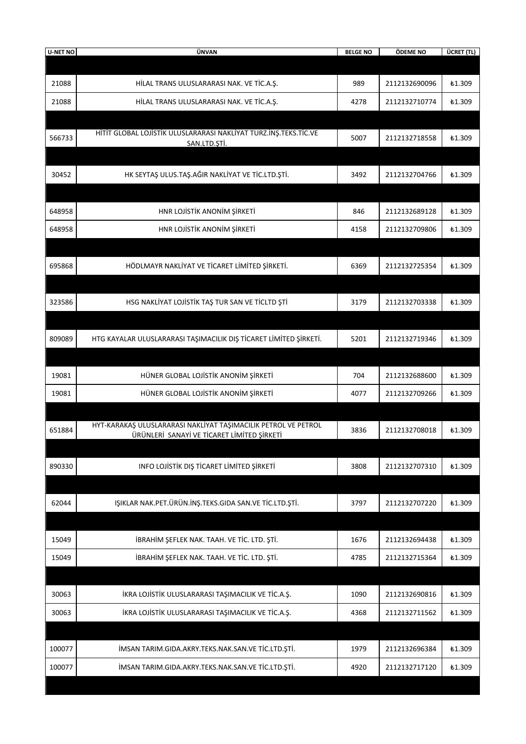| U-NET NO | ÜNVAN | BELGE NO | ÖDEME NO | ÜCRET (TL) |
|---|---|---|---|---|
| | | | | |
| 21088 | HİLAL TRANS ULUSLARARASI NAK. VE TİC.A.Ş. | 989 | 2112132690096 | ₺1.309 |
| 21088 | HİLAL TRANS ULUSLARARASI NAK. VE TİC.A.Ş. | 4278 | 2112132710774 | ₺1.309 |
| | | | | |
| 566733 | HİTİT GLOBAL LOJİSTİK ULUSLARARASI NAKLİYAT TURZ.İNŞ.TEKS.TİC.VE SAN.LTD.ŞTİ. | 5007 | 2112132718558 | ₺1.309 |
| | | | | |
| 30452 | HK SEYTAŞ ULUS.TAŞ.AĞIR NAKLİYAT VE TİC.LTD.ŞTİ. | 3492 | 2112132704766 | ₺1.309 |
| | | | | |
| 648958 | HNR LOJİSTİK ANONİM ŞİRKETİ | 846 | 2112132689128 | ₺1.309 |
| 648958 | HNR LOJİSTİK ANONİM ŞİRKETİ | 4158 | 2112132709806 | ₺1.309 |
| | | | | |
| 695868 | HÖDLMAYR NAKLİYAT VE TİCARET LİMİTED ŞİRKETİ. | 6369 | 2112132725354 | ₺1.309 |
| | | | | |
| 323586 | HSG NAKLİYAT LOJİSTİK TAŞ TUR SAN VE TİCLTD ŞTİ | 3179 | 2112132703338 | ₺1.309 |
| | | | | |
| 809089 | HTG KAYALAR ULUSLARARASI TAŞIMACILIK DIŞ TİCARET LİMİTED ŞİRKETİ. | 5201 | 2112132719346 | ₺1.309 |
| | | | | |
| 19081 | HÜNER GLOBAL LOJİSTİK ANONİM ŞİRKETİ | 704 | 2112132688600 | ₺1.309 |
| 19081 | HÜNER GLOBAL LOJİSTİK ANONİM ŞİRKETİ | 4077 | 2112132709266 | ₺1.309 |
| | | | | |
| 651884 | HYT-KARAKAŞ ULUSLARARASI NAKLİYAT TAŞIMACILIK PETROL VE PETROL ÜRÜNLERİ SANAYİ VE TİCARET LİMİTED ŞİRKETİ | 3836 | 2112132708018 | ₺1.309 |
| | | | | |
| 890330 | INFO LOJİSTİK DIŞ TİCARET LİMİTED ŞİRKETİ | 3808 | 2112132707310 | ₺1.309 |
| | | | | |
| 62044 | IŞIKLAR NAK.PET.ÜRÜN.İNŞ.TEKS.GIDA SAN.VE TİC.LTD.ŞTİ. | 3797 | 2112132707220 | ₺1.309 |
| | | | | |
| 15049 | İBRAHİM ŞEFLEK NAK. TAAH. VE TİC. LTD. ŞTİ. | 1676 | 2112132694438 | ₺1.309 |
| 15049 | İBRAHİM ŞEFLEK NAK. TAAH. VE TİC. LTD. ŞTİ. | 4785 | 2112132715364 | ₺1.309 |
| | | | | |
| 30063 | İKRA LOJİSTİK ULUSLARARASI TAŞIMACILIK VE TİC.A.Ş. | 1090 | 2112132690816 | ₺1.309 |
| 30063 | İKRA LOJİSTİK ULUSLARARASI TAŞIMACILIK VE TİC.A.Ş. | 4368 | 2112132711562 | ₺1.309 |
| | | | | |
| 100077 | İMSAN TARIM.GIDA.AKRY.TEKS.NAK.SAN.VE TİC.LTD.ŞTİ. | 1979 | 2112132696384 | ₺1.309 |
| 100077 | İMSAN TARIM.GIDA.AKRY.TEKS.NAK.SAN.VE TİC.LTD.ŞTİ. | 4920 | 2112132717120 | ₺1.309 |
| | | | | |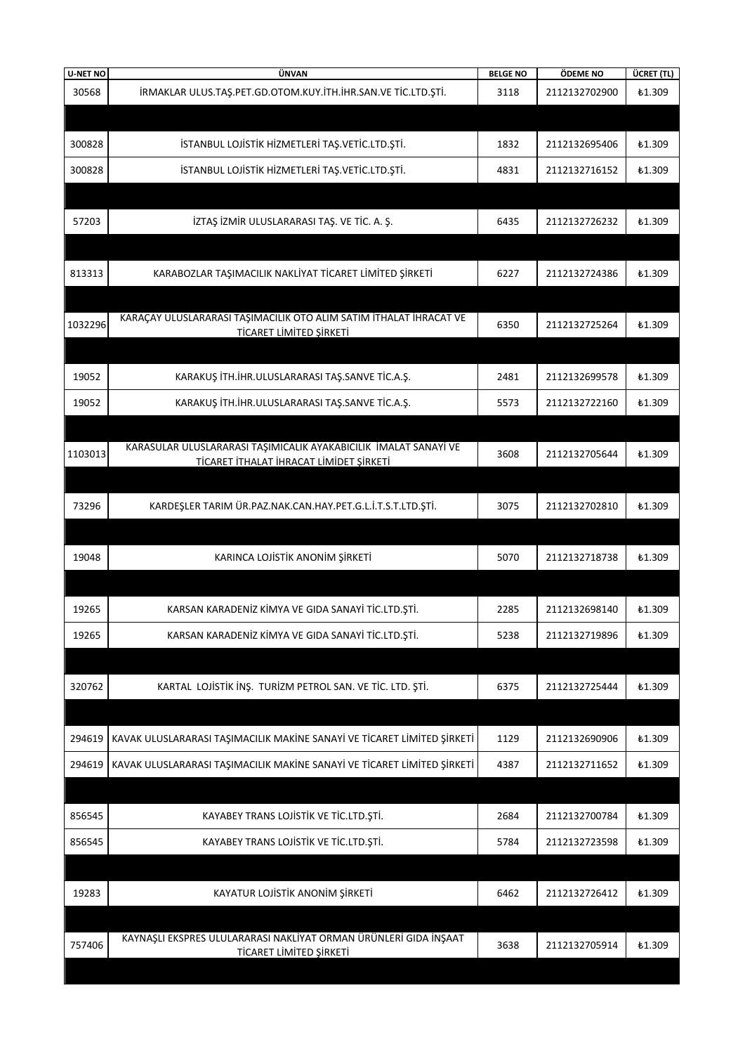| U-NET NO | ÜNVAN | BELGE NO | ÖDEME NO | ÜCRET (TL) |
|---|---|---|---|---|
| 30568 | İRMAKLAR ULUS.TAŞ.PET.GD.OTOM.KUY.İTH.İHR.SAN.VE TİC.LTD.ŞTİ. | 3118 | 2112132702900 | ₺1.309 |
| | | | | |
| 300828 | İSTANBUL LOJİSTİK HİZMETLERİ TAŞ.VETİC.LTD.ŞTİ. | 1832 | 2112132695406 | ₺1.309 |
| 300828 | İSTANBUL LOJİSTİK HİZMETLERİ TAŞ.VETİC.LTD.ŞTİ. | 4831 | 2112132716152 | ₺1.309 |
| | | | | |
| 57203 | İZTAŞ İZMİR ULUSLARARASI TAŞ. VE TİC. A. Ş. | 6435 | 2112132726232 | ₺1.309 |
| | | | | |
| 813313 | KARABOZLAR TAŞIMACILIK NAKLİYAT TİCARET LİMİTED ŞİRKETİ | 6227 | 2112132724386 | ₺1.309 |
| | | | | |
| 1032296 | KARAÇAY ULUSLARARASI TAŞIMACILIK OTO ALIM SATIM İTHALAT İHRACAT VE TİCARET LİMİTED ŞİRKETİ | 6350 | 2112132725264 | ₺1.309 |
| | | | | |
| 19052 | KARAKUŞ İTH.İHR.ULUSLARARASI TAŞ.SANVE TİC.A.Ş. | 2481 | 2112132699578 | ₺1.309 |
| 19052 | KARAKUŞ İTH.İHR.ULUSLARARASI TAŞ.SANVE TİC.A.Ş. | 5573 | 2112132722160 | ₺1.309 |
| | | | | |
| 1103013 | KARASULAR ULUSLARARASI TAŞIMICALIK AYAKABICILIK İMALAT SANAYİ VE TİCARET İTHALAT İHRACAT LİMİDET ŞİRKETİ | 3608 | 2112132705644 | ₺1.309 |
| | | | | |
| 73296 | KARDEŞLER TARIM ÜR.PAZ.NAK.CAN.HAY.PET.G.L.İ.T.S.T.LTD.ŞTİ. | 3075 | 2112132702810 | ₺1.309 |
| | | | | |
| 19048 | KARINCA LOJİSTİK ANONİM ŞİRKETİ | 5070 | 2112132718738 | ₺1.309 |
| | | | | |
| 19265 | KARSAN KARADENİZ KİMYA VE GIDA SANAYİ TİC.LTD.ŞTİ. | 2285 | 2112132698140 | ₺1.309 |
| 19265 | KARSAN KARADENİZ KİMYA VE GIDA SANAYİ TİC.LTD.ŞTİ. | 5238 | 2112132719896 | ₺1.309 |
| | | | | |
| 320762 | KARTAL LOJİSTİK İNŞ. TURİZM PETROL SAN. VE TİC. LTD. ŞTİ. | 6375 | 2112132725444 | ₺1.309 |
| | | | | |
| 294619 | KAVAK ULUSLARARASI TAŞIMACILIK MAKİNE SANAYİ VE TİCARET LİMİTED ŞİRKETİ | 1129 | 2112132690906 | ₺1.309 |
| 294619 | KAVAK ULUSLARARASI TAŞIMACILIK MAKİNE SANAYİ VE TİCARET LİMİTED ŞİRKETİ | 4387 | 2112132711652 | ₺1.309 |
| | | | | |
| 856545 | KAYABEY TRANS LOJİSTİK VE TİC.LTD.ŞTİ. | 2684 | 2112132700784 | ₺1.309 |
| 856545 | KAYABEY TRANS LOJİSTİK VE TİC.LTD.ŞTİ. | 5784 | 2112132723598 | ₺1.309 |
| | | | | |
| 19283 | KAYATUR LOJİSTİK ANONİM ŞİRKETİ | 6462 | 2112132726412 | ₺1.309 |
| | | | | |
| 757406 | KAYNAŞLI EKSPRES ULULARARASI NAKLİYAT ORMAN ÜRÜNLERİ GIDA İNŞAAT TİCARET LİMİTED ŞİRKETİ | 3638 | 2112132705914 | ₺1.309 |
| | | | | |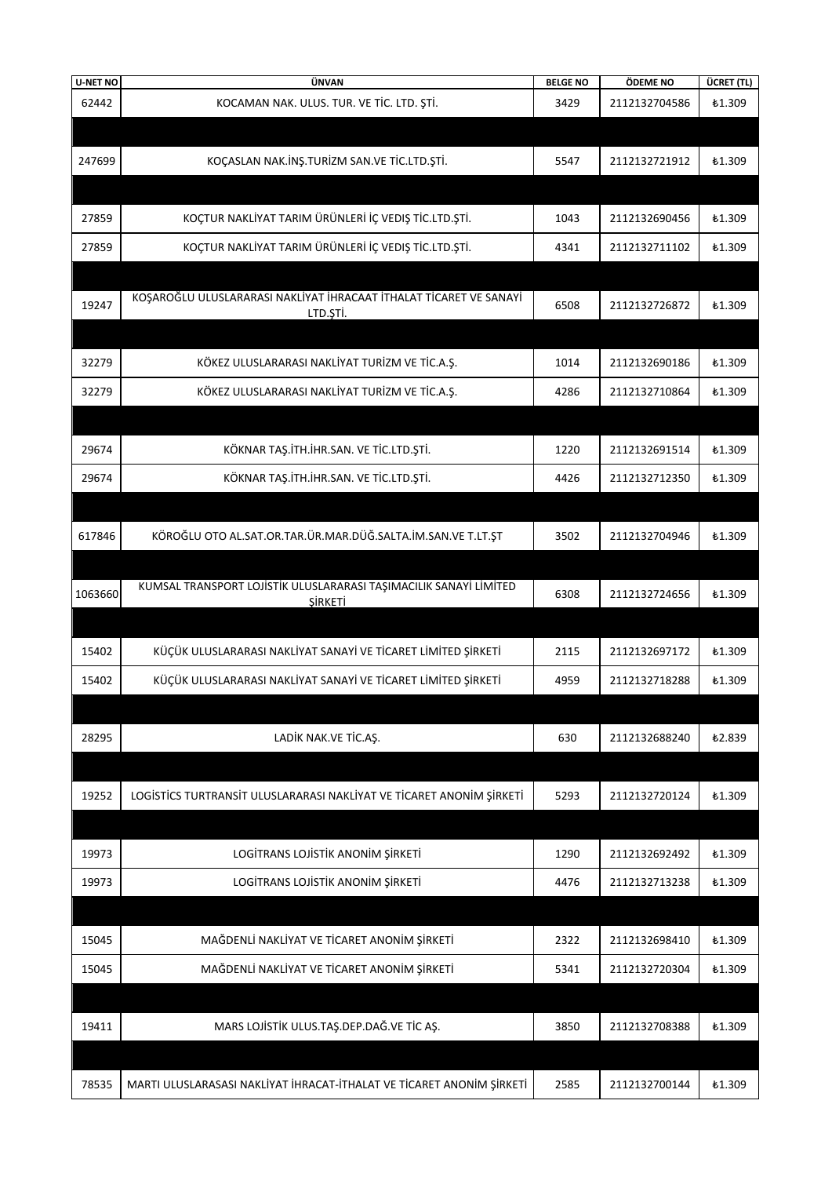| U-NET NO | ÜNVAN | BELGE NO | ÖDEME NO | ÜCRET (TL) |
|---|---|---|---|---|
| 62442 | KOCAMAN NAK. ULUS. TUR. VE TİC. LTD. ŞTİ. | 3429 | 2112132704586 | ₺1.309 |
| | | | | |
| 247699 | KOÇASLAN NAK.İNŞ.TURİZM SAN.VE TİC.LTD.ŞTİ. | 5547 | 2112132721912 | ₺1.309 |
| | | | | |
| 27859 | KOÇTUR NAKLİYAT TARIM ÜRÜNLERİ İÇ VEDIŞ TİC.LTD.ŞTİ. | 1043 | 2112132690456 | ₺1.309 |
| 27859 | KOÇTUR NAKLİYAT TARIM ÜRÜNLERİ İÇ VEDIŞ TİC.LTD.ŞTİ. | 4341 | 2112132711102 | ₺1.309 |
| | | | | |
| 19247 | KOŞAROĞLU ULUSLARARASI NAKLİYAT İHRACAAT İTHALAT TİCARET VE SANAYİ LTD.ŞTİ. | 6508 | 2112132726872 | ₺1.309 |
| | | | | |
| 32279 | KÖKEZ ULUSLARARASI NAKLİYAT TURİZM VE TİC.A.Ş. | 1014 | 2112132690186 | ₺1.309 |
| 32279 | KÖKEZ ULUSLARARASI NAKLİYAT TURİZM VE TİC.A.Ş. | 4286 | 2112132710864 | ₺1.309 |
| | | | | |
| 29674 | KÖKNAR TAŞ.İTH.İHR.SAN. VE TİC.LTD.ŞTİ. | 1220 | 2112132691514 | ₺1.309 |
| 29674 | KÖKNAR TAŞ.İTH.İHR.SAN. VE TİC.LTD.ŞTİ. | 4426 | 2112132712350 | ₺1.309 |
| | | | | |
| 617846 | KÖROĞLU OTO AL.SAT.OR.TAR.ÜR.MAR.DÜĞ.SALTA.İM.SAN.VE T.LT.ŞT | 3502 | 2112132704946 | ₺1.309 |
| | | | | |
| 1063660 | KUMSAL TRANSPORT LOJİSTİK ULUSLARARASI TAŞIMACILIK SANAYİ LİMİTED ŞİRKETİ | 6308 | 2112132724656 | ₺1.309 |
| | | | | |
| 15402 | KÜÇÜK ULUSLARARASI NAKLİYAT SANAYİ VE TİCARET LİMİTED ŞİRKETİ | 2115 | 2112132697172 | ₺1.309 |
| 15402 | KÜÇÜK ULUSLARARASI NAKLİYAT SANAYİ VE TİCARET LİMİTED ŞİRKETİ | 4959 | 2112132718288 | ₺1.309 |
| | | | | |
| 28295 | LADİK NAK.VE TİC.AŞ. | 630 | 2112132688240 | ₺2.839 |
| | | | | |
| 19252 | LOGİSTİCS TURTRANSİT ULUSLARARASI NAKLİYAT VE TİCARET ANONİM ŞİRKETİ | 5293 | 2112132720124 | ₺1.309 |
| | | | | |
| 19973 | LOGİTRANS LOJİSTİK ANONİM ŞİRKETİ | 1290 | 2112132692492 | ₺1.309 |
| 19973 | LOGİTRANS LOJİSTİK ANONİM ŞİRKETİ | 4476 | 2112132713238 | ₺1.309 |
| | | | | |
| 15045 | MAĞDENLİ NAKLİYAT VE TİCARET ANONİM ŞİRKETİ | 2322 | 2112132698410 | ₺1.309 |
| 15045 | MAĞDENLİ NAKLİYAT VE TİCARET ANONİM ŞİRKETİ | 5341 | 2112132720304 | ₺1.309 |
| | | | | |
| 19411 | MARS LOJİSTİK ULUS.TAŞ.DEP.DAĞ.VE TİC AŞ. | 3850 | 2112132708388 | ₺1.309 |
| | | | | |
| 78535 | MARTI ULUSLARASASI NAKLİYAT İHRACAT-İTHALAT VE TİCARET ANONİM ŞİRKETİ | 2585 | 2112132700144 | ₺1.309 |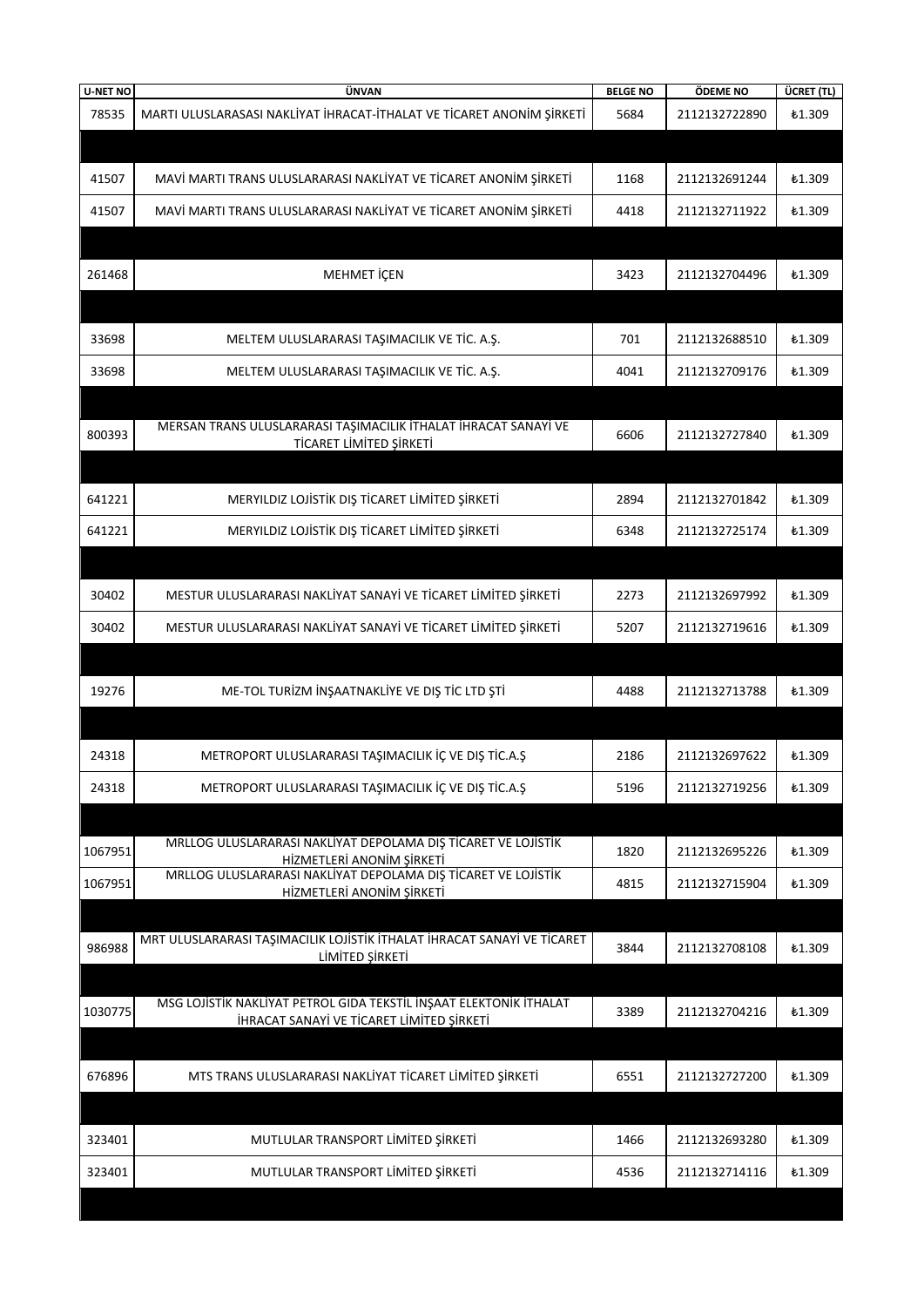| U-NET NO | ÜNVAN | BELGE NO | ÖDEME NO | ÜCRET (TL) |
|---|---|---|---|---|
| 78535 | MARTI ULUSLARASASI NAKLİYAT İHRACAT-İTHALAT VE TİCARET ANONİM ŞİRKETİ | 5684 | 2112132722890 | ₺1.309 |
| | | | | |
| 41507 | MAVİ MARTI TRANS ULUSLARARASI NAKLİYAT VE TİCARET ANONİM ŞİRKETİ | 1168 | 2112132691244 | ₺1.309 |
| 41507 | MAVİ MARTI TRANS ULUSLARARASI NAKLİYAT VE TİCARET ANONİM ŞİRKETİ | 4418 | 2112132711922 | ₺1.309 |
| | | | | |
| 261468 | MEHMET İÇEN | 3423 | 2112132704496 | ₺1.309 |
| | | | | |
| 33698 | MELTEM ULUSLARARASI TAŞIMACILIK VE TİC. A.Ş. | 701 | 2112132688510 | ₺1.309 |
| 33698 | MELTEM ULUSLARARASI TAŞIMACILIK VE TİC. A.Ş. | 4041 | 2112132709176 | ₺1.309 |
| | | | | |
| 800393 | MERSAN TRANS ULUSLARARASI TAŞIMACILIK İTHALAT İHRACAT SANAYİ VE TİCARET LİMİTED ŞİRKETİ | 6606 | 2112132727840 | ₺1.309 |
| | | | | |
| 641221 | MERYILDIZ LOJİSTİK DIŞ TİCARET LİMİTED ŞİRKETİ | 2894 | 2112132701842 | ₺1.309 |
| 641221 | MERYILDIZ LOJİSTİK DIŞ TİCARET LİMİTED ŞİRKETİ | 6348 | 2112132725174 | ₺1.309 |
| | | | | |
| 30402 | MESTUR ULUSLARARASI NAKLİYAT SANAYİ VE TİCARET LİMİTED ŞİRKETİ | 2273 | 2112132697992 | ₺1.309 |
| 30402 | MESTUR ULUSLARARASI NAKLİYAT SANAYİ VE TİCARET LİMİTED ŞİRKETİ | 5207 | 2112132719616 | ₺1.309 |
| | | | | |
| 19276 | ME-TOL TURİZM İNŞAATNAKLİYE VE DIŞ TİC LTD ŞTİ | 4488 | 2112132713788 | ₺1.309 |
| | | | | |
| 24318 | METROPORT ULUSLARARASI TAŞIMACILIK İÇ VE DIŞ TİC.A.Ş | 2186 | 2112132697622 | ₺1.309 |
| 24318 | METROPORT ULUSLARARASI TAŞIMACILIK İÇ VE DIŞ TİC.A.Ş | 5196 | 2112132719256 | ₺1.309 |
| | | | | |
| 1067951 | MRLLOG ULUSLARARASI NAKLİYAT DEPOLAMA DIŞ TİCARET VE LOJİSTİK HİZMETLERİ ANONİM ŞİRKETİ | 1820 | 2112132695226 | ₺1.309 |
| 1067951 | MRLLOG ULUSLARARASI NAKLİYAT DEPOLAMA DIŞ TİCARET VE LOJİSTİK HİZMETLERİ ANONİM ŞİRKETİ | 4815 | 2112132715904 | ₺1.309 |
| | | | | |
| 986988 | MRT ULUSLARARASI TAŞIMACILIK LOJİSTİK İTHALAT İHRACAT SANAYİ VE TİCARET LİMİTED ŞİRKETİ | 3844 | 2112132708108 | ₺1.309 |
| | | | | |
| 1030775 | MSG LOJİSTİK NAKLİYAT PETROL GIDA TEKSTİL İNŞAAT ELEKTONİK İTHALAT İHRACAT SANAYİ VE TİCARET LİMİTED ŞİRKETİ | 3389 | 2112132704216 | ₺1.309 |
| | | | | |
| 676896 | MTS TRANS ULUSLARARASI NAKLİYAT TİCARET LİMİTED ŞİRKETİ | 6551 | 2112132727200 | ₺1.309 |
| | | | | |
| 323401 | MUTLULAR TRANSPORT LİMİTED ŞİRKETİ | 1466 | 2112132693280 | ₺1.309 |
| 323401 | MUTLULAR TRANSPORT LİMİTED ŞİRKETİ | 4536 | 2112132714116 | ₺1.309 |
| | | | | |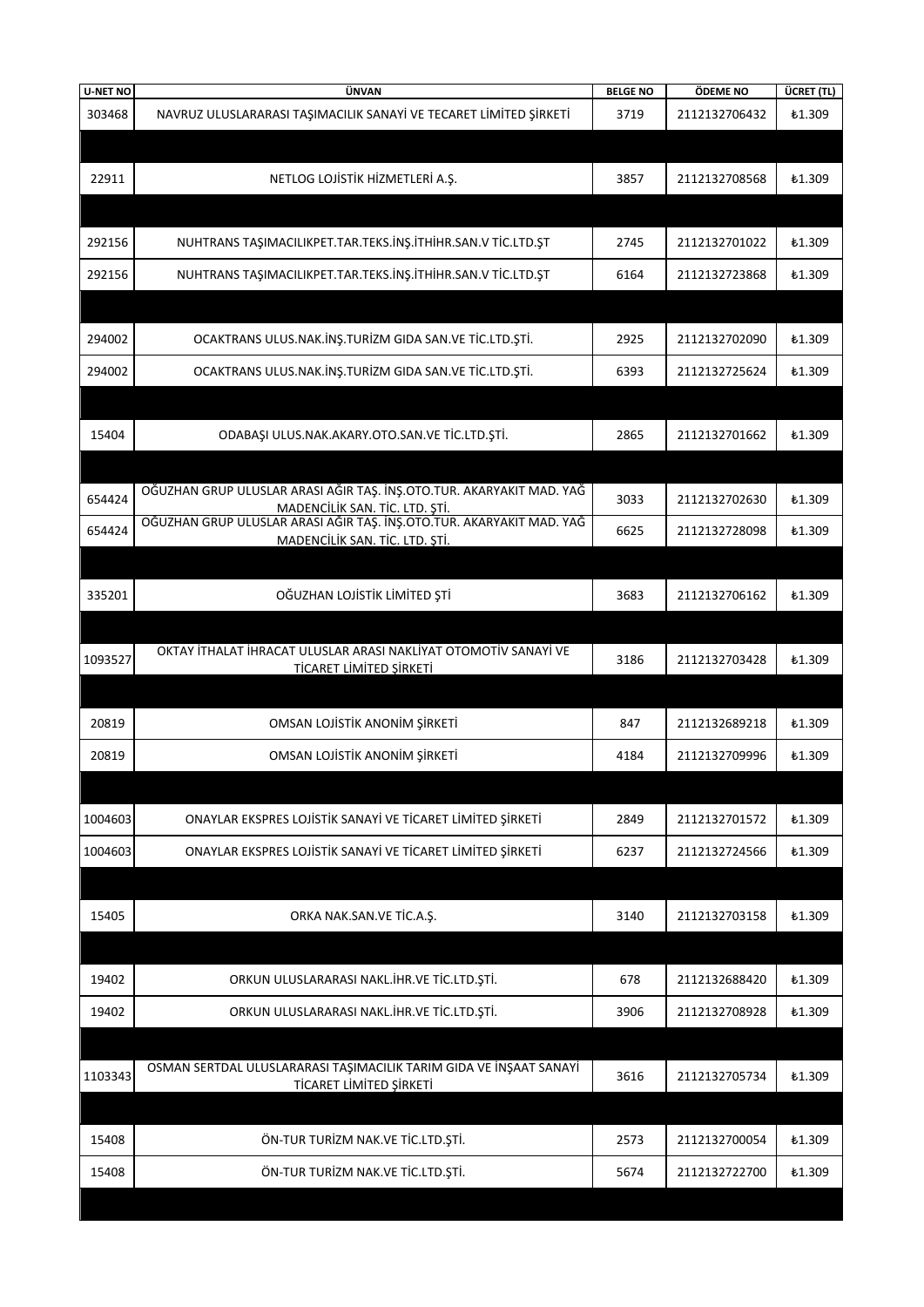| U-NET NO | ÜNVAN | BELGE NO | ÖDEME NO | ÜCRET (TL) |
|---|---|---|---|---|
| 303468 | NAVRUZ ULUSLARARASI TAŞIMACILIK SANAYİ VE TECARET LİMİTED ŞİRKETİ | 3719 | 2112132706432 | ₺1.309 |
| | | | | |
| 22911 | NETLOG LOJİSTİK HİZMETLERİ A.Ş. | 3857 | 2112132708568 | ₺1.309 |
| | | | | |
| 292156 | NUHTRANS TAŞIMACILIKPET.TAR.TEKS.İNŞ.İTHİHR.SAN.V TİC.LTD.ŞT | 2745 | 2112132701022 | ₺1.309 |
| 292156 | NUHTRANS TAŞIMACILIKPET.TAR.TEKS.İNŞ.İTHİHR.SAN.V TİC.LTD.ŞT | 6164 | 2112132723868 | ₺1.309 |
| | | | | |
| 294002 | OCAKTRANS ULUS.NAK.İNŞ.TURİZM GIDA SAN.VE TİC.LTD.ŞTİ. | 2925 | 2112132702090 | ₺1.309 |
| 294002 | OCAKTRANS ULUS.NAK.İNŞ.TURİZM GIDA SAN.VE TİC.LTD.ŞTİ. | 6393 | 2112132725624 | ₺1.309 |
| | | | | |
| 15404 | ODABAŞI ULUS.NAK.AKARY.OTO.SAN.VE TİC.LTD.ŞTİ. | 2865 | 2112132701662 | ₺1.309 |
| | | | | |
| 654424 | OĞUZHAN GRUP ULUSLAR ARASI AĞIR TAŞ. İNŞ.OTO.TUR. AKARYAKIT MAD. YAĞ MADENCİLİK SAN. TİC. LTD. ŞTİ. | 3033 | 2112132702630 | ₺1.309 |
| 654424 | OĞUZHAN GRUP ULUSLAR ARASI AĞIR TAŞ. İNŞ.OTO.TUR. AKARYAKIT MAD. YAĞ MADENCİLİK SAN. TİC. LTD. ŞTİ. | 6625 | 2112132728098 | ₺1.309 |
| | | | | |
| 335201 | OĞUZHAN LOJİSTİK LİMİTED ŞTİ | 3683 | 2112132706162 | ₺1.309 |
| | | | | |
| 1093527 | OKTAY İTHALAT İHRACAT ULUSLAR ARASI NAKLİYAT OTOMOTİV SANAYİ VE TİCARET LİMİTED ŞİRKETİ | 3186 | 2112132703428 | ₺1.309 |
| | | | | |
| 20819 | OMSAN LOJİSTİK ANONİM ŞİRKETİ | 847 | 2112132689218 | ₺1.309 |
| 20819 | OMSAN LOJİSTİK ANONİM ŞİRKETİ | 4184 | 2112132709996 | ₺1.309 |
| | | | | |
| 1004603 | ONAYLAR EKSPRES LOJİSTİK SANAYİ VE TİCARET LİMİTED ŞİRKETİ | 2849 | 2112132701572 | ₺1.309 |
| 1004603 | ONAYLAR EKSPRES LOJİSTİK SANAYİ VE TİCARET LİMİTED ŞİRKETİ | 6237 | 2112132724566 | ₺1.309 |
| | | | | |
| 15405 | ORKA NAK.SAN.VE TİC.A.Ş. | 3140 | 2112132703158 | ₺1.309 |
| | | | | |
| 19402 | ORKUN ULUSLARARASI NAKL.İHR.VE TİC.LTD.ŞTİ. | 678 | 2112132688420 | ₺1.309 |
| 19402 | ORKUN ULUSLARARASI NAKL.İHR.VE TİC.LTD.ŞTİ. | 3906 | 2112132708928 | ₺1.309 |
| | | | | |
| 1103343 | OSMAN SERTDAL ULUSLARARASI TAŞIMACILIK TARIM GIDA VE İNŞAAT SANAYİ TİCARET LİMİTED ŞİRKETİ | 3616 | 2112132705734 | ₺1.309 |
| | | | | |
| 15408 | ÖN-TUR TURİZM NAK.VE TİC.LTD.ŞTİ. | 2573 | 2112132700054 | ₺1.309 |
| 15408 | ÖN-TUR TURİZM NAK.VE TİC.LTD.ŞTİ. | 5674 | 2112132722700 | ₺1.309 |
| | | | | |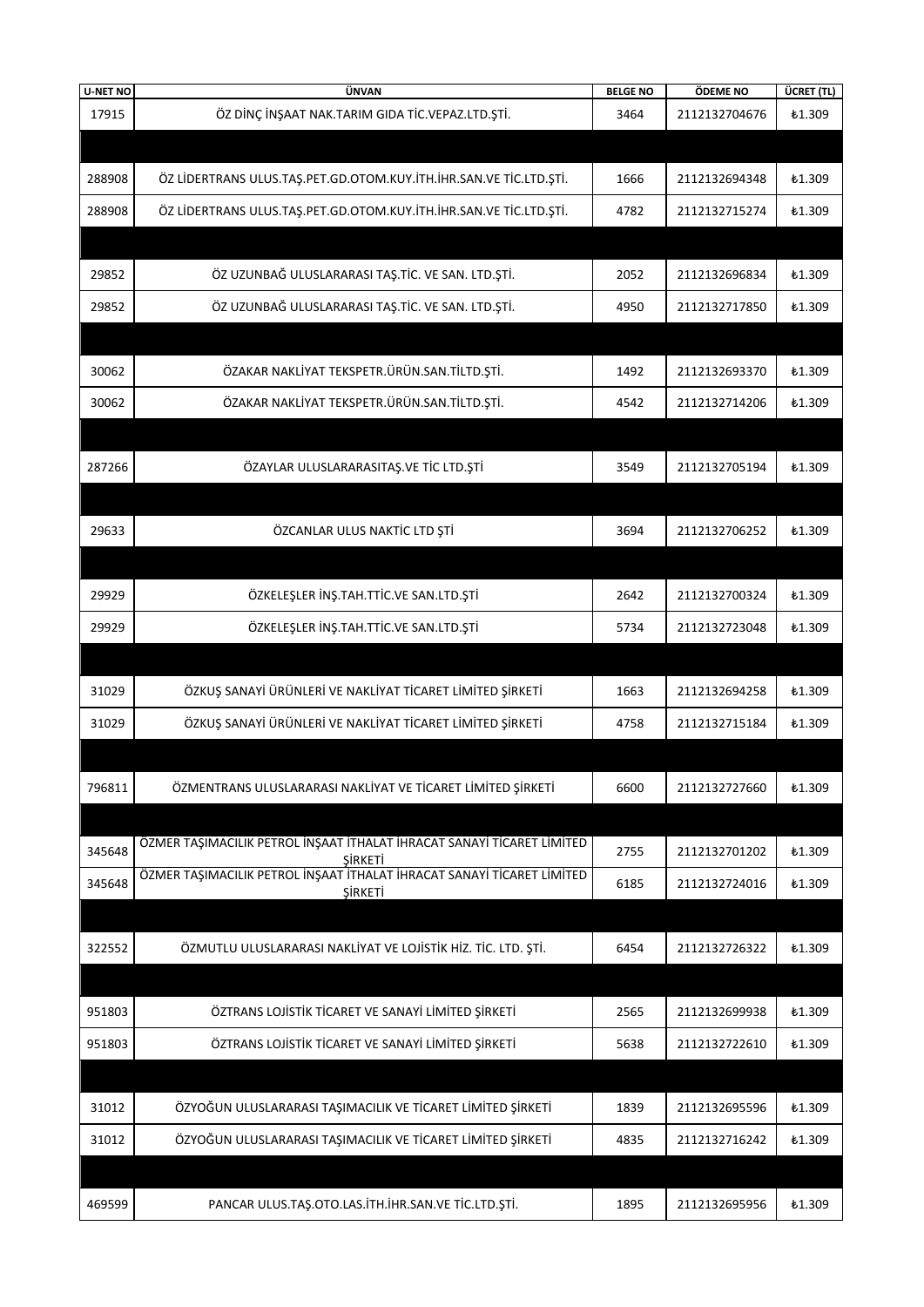| U-NET NO | ÜNVAN | BELGE NO | ÖDEME NO | ÜCRET (TL) |
|---|---|---|---|---|
| 17915 | ÖZ DİNÇ İNŞAAT NAK.TARIM GIDA TİC.VEPAZ.LTD.ŞTİ. | 3464 | 2112132704676 | ₺1.309 |
| | | | | |
| 288908 | ÖZ LİDERTRANS ULUS.TAŞ.PET.GD.OTOM.KUY.İTH.İHR.SAN.VE TİC.LTD.ŞTİ. | 1666 | 2112132694348 | ₺1.309 |
| 288908 | ÖZ LİDERTRANS ULUS.TAŞ.PET.GD.OTOM.KUY.İTH.İHR.SAN.VE TİC.LTD.ŞTİ. | 4782 | 2112132715274 | ₺1.309 |
| | | | | |
| 29852 | ÖZ UZUNBAĞ ULUSLARARASI TAŞ.TİC. VE SAN. LTD.ŞTİ. | 2052 | 2112132696834 | ₺1.309 |
| 29852 | ÖZ UZUNBAĞ ULUSLARARASI TAŞ.TİC. VE SAN. LTD.ŞTİ. | 4950 | 2112132717850 | ₺1.309 |
| | | | | |
| 30062 | ÖZAKAR NAKLİYAT TEKSPETR.ÜRÜN.SAN.TİLTD.ŞTİ. | 1492 | 2112132693370 | ₺1.309 |
| 30062 | ÖZAKAR NAKLİYAT TEKSPETR.ÜRÜN.SAN.TİLTD.ŞTİ. | 4542 | 2112132714206 | ₺1.309 |
| | | | | |
| 287266 | ÖZAYLAR ULUSLARARASITAŞ.VE TİC LTD.ŞTİ | 3549 | 2112132705194 | ₺1.309 |
| | | | | |
| 29633 | ÖZCANLAR ULUS NAKTİC LTD ŞTİ | 3694 | 2112132706252 | ₺1.309 |
| | | | | |
| 29929 | ÖZKELEŞLER İNŞ.TAH.TTİC.VE SAN.LTD.ŞTİ | 2642 | 2112132700324 | ₺1.309 |
| 29929 | ÖZKELEŞLER İNŞ.TAH.TTİC.VE SAN.LTD.ŞTİ | 5734 | 2112132723048 | ₺1.309 |
| | | | | |
| 31029 | ÖZKUŞ SANAYİ ÜRÜNLERİ VE NAKLİYAT TİCARET LİMİTED ŞİRKETİ | 1663 | 2112132694258 | ₺1.309 |
| 31029 | ÖZKUŞ SANAYİ ÜRÜNLERİ VE NAKLİYAT TİCARET LİMİTED ŞİRKETİ | 4758 | 2112132715184 | ₺1.309 |
| | | | | |
| 796811 | ÖZMENTRANS ULUSLARARASI NAKLİYAT VE TİCARET LİMİTED ŞİRKETİ | 6600 | 2112132727660 | ₺1.309 |
| | | | | |
| 345648 | ÖZMER TAŞIMACILIK PETROL İNŞAAT İTHALAT İHRACAT SANAYİ TİCARET LİMİTED ŞİRKETİ | 2755 | 2112132701202 | ₺1.309 |
| 345648 | ÖZMER TAŞIMACILIK PETROL İNŞAAT İTHALAT İHRACAT SANAYİ TİCARET LİMİTED ŞİRKETİ | 6185 | 2112132724016 | ₺1.309 |
| | | | | |
| 322552 | ÖZMUTLU ULUSLARARASI NAKLİYAT VE LOJİSTİK HİZ. TİC. LTD. ŞTİ. | 6454 | 2112132726322 | ₺1.309 |
| | | | | |
| 951803 | ÖZTRANS LOJİSTİK TİCARET VE SANAYİ LİMİTED ŞİRKETİ | 2565 | 2112132699938 | ₺1.309 |
| 951803 | ÖZTRANS LOJİSTİK TİCARET VE SANAYİ LİMİTED ŞİRKETİ | 5638 | 2112132722610 | ₺1.309 |
| | | | | |
| 31012 | ÖZYOĞUN ULUSLARARASI TAŞIMACILIK VE TİCARET LİMİTED ŞİRKETİ | 1839 | 2112132695596 | ₺1.309 |
| 31012 | ÖZYOĞUN ULUSLARARASI TAŞIMACILIK VE TİCARET LİMİTED ŞİRKETİ | 4835 | 2112132716242 | ₺1.309 |
| | | | | |
| 469599 | PANCAR ULUS.TAŞ.OTO.LAS.İTH.İHR.SAN.VE TİC.LTD.ŞTİ. | 1895 | 2112132695956 | ₺1.309 |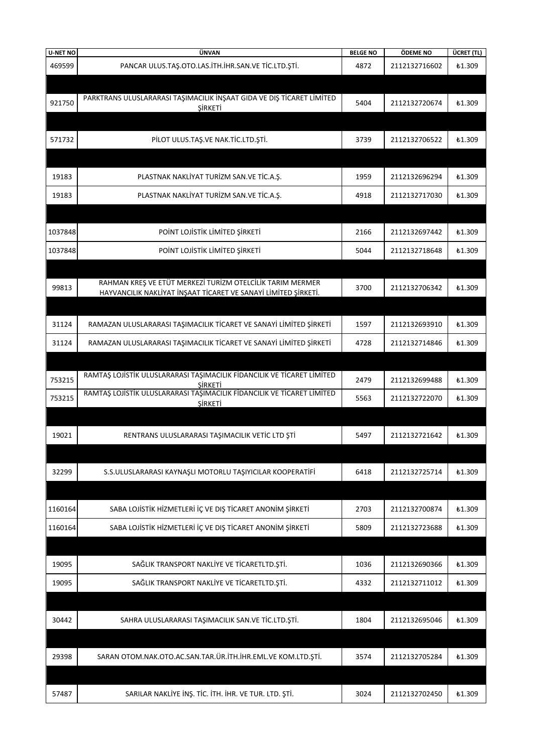| U-NET NO | ÜNVAN | BELGE NO | ÖDEME NO | ÜCRET (TL) |
|---|---|---|---|---|
| 469599 | PANCAR ULUS.TAŞ.OTO.LAS.İTH.İHR.SAN.VE TİC.LTD.ŞTİ. | 4872 | 2112132716602 | ₺1.309 |
| | | | | |
| 921750 | PARKTRANS ULUSLARARASI TAŞIMACILIK İNŞAAT GIDA VE DIŞ TİCARET LİMİTED ŞİRKETİ | 5404 | 2112132720674 | ₺1.309 |
| | | | | |
| 571732 | PİLOT ULUS.TAŞ.VE NAK.TİC.LTD.ŞTİ. | 3739 | 2112132706522 | ₺1.309 |
| | | | | |
| 19183 | PLASTNAK NAKLİYAT TURİZM SAN.VE TİC.A.Ş. | 1959 | 2112132696294 | ₺1.309 |
| 19183 | PLASTNAK NAKLİYAT TURİZM SAN.VE TİC.A.Ş. | 4918 | 2112132717030 | ₺1.309 |
| | | | | |
| 1037848 | POİNT LOJİSTİK LİMİTED ŞİRKETİ | 2166 | 2112132697442 | ₺1.309 |
| 1037848 | POİNT LOJİSTİK LİMİTED ŞİRKETİ | 5044 | 2112132718648 | ₺1.309 |
| | | | | |
| 99813 | RAHMAN KREŞ VE ETÜT MERKEZİ TURİZM OTELCİLİK TARIM MERMER HAYVANCILIK NAKLİYAT İNŞAAT TİCARET VE SANAYİ LİMİTED ŞİRKETİ. | 3700 | 2112132706342 | ₺1.309 |
| | | | | |
| 31124 | RAMAZAN ULUSLARARASI TAŞIMACILIK TİCARET VE SANAYİ LİMİTED ŞİRKETİ | 1597 | 2112132693910 | ₺1.309 |
| 31124 | RAMAZAN ULUSLARARASI TAŞIMACILIK TİCARET VE SANAYİ LİMİTED ŞİRKETİ | 4728 | 2112132714846 | ₺1.309 |
| | | | | |
| 753215 | RAMTAŞ LOJİSTİK ULUSLARARASI TAŞIMACILIK FİDANCILIK VE TİCARET LİMİTED ŞİRKETİ | 2479 | 2112132699488 | ₺1.309 |
| 753215 | RAMTAŞ LOJİSTİK ULUSLARARASI TAŞIMACILIK FİDANCILIK VE TİCARET LİMİTED ŞİRKETİ | 5563 | 2112132722070 | ₺1.309 |
| | | | | |
| 19021 | RENTRANS ULUSLARARASI TAŞIMACILIK VETİC LTD ŞTİ | 5497 | 2112132721642 | ₺1.309 |
| | | | | |
| 32299 | S.S.ULUSLARARASI KAYNAŞLI MOTORLU TAŞIYICILAR KOOPERATİFİ | 6418 | 2112132725714 | ₺1.309 |
| | | | | |
| 1160164 | SABA LOJİSTİK HİZMETLERİ İÇ VE DIŞ TİCARET ANONİM ŞİRKETİ | 2703 | 2112132700874 | ₺1.309 |
| 1160164 | SABA LOJİSTİK HİZMETLERİ İÇ VE DIŞ TİCARET ANONİM ŞİRKETİ | 5809 | 2112132723688 | ₺1.309 |
| | | | | |
| 19095 | SAĞLIK TRANSPORT NAKLİYE VE TİCARETLTD.ŞTİ. | 1036 | 2112132690366 | ₺1.309 |
| 19095 | SAĞLIK TRANSPORT NAKLİYE VE TİCARETLTD.ŞTİ. | 4332 | 2112132711012 | ₺1.309 |
| | | | | |
| 30442 | SAHRA ULUSLARARASI TAŞIMACILIK SAN.VE TİC.LTD.ŞTİ. | 1804 | 2112132695046 | ₺1.309 |
| | | | | |
| 29398 | SARAN OTOM.NAK.OTO.AC.SAN.TAR.ÜR.İTH.İHR.EML.VE KOM.LTD.ŞTİ. | 3574 | 2112132705284 | ₺1.309 |
| | | | | |
| 57487 | SARILAR NAKLİYE İNŞ. TİC. İTH. İHR. VE TUR. LTD. ŞTİ. | 3024 | 2112132702450 | ₺1.309 |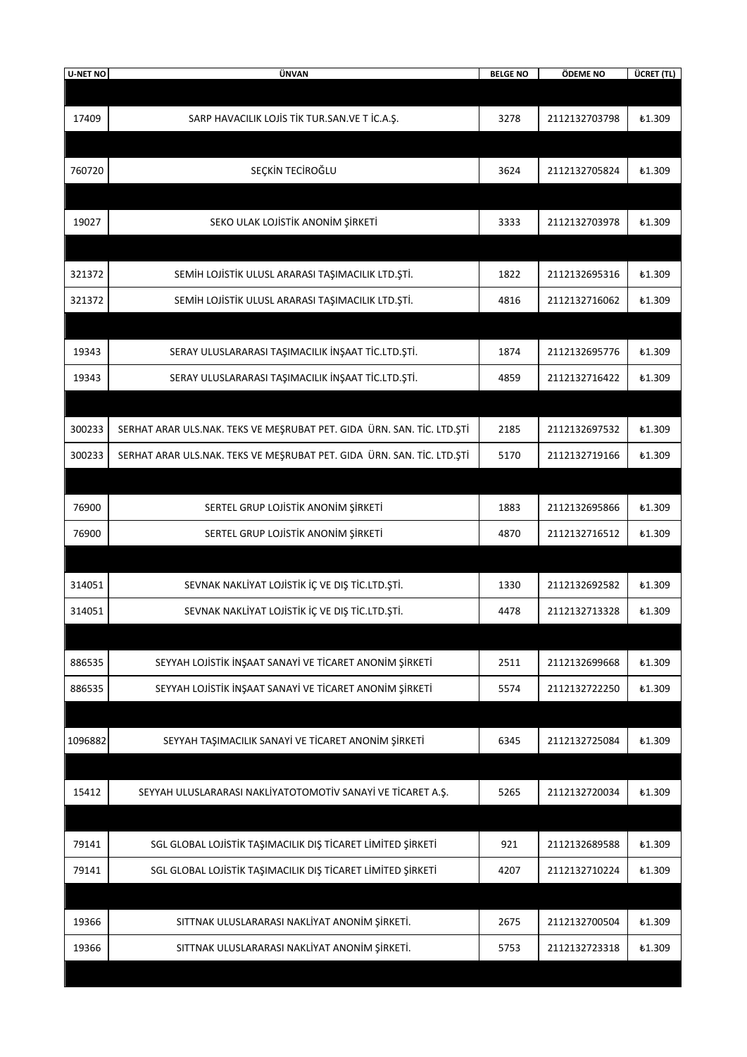| U-NET NO | ÜNVAN | BELGE NO | ÖDEME NO | ÜCRET (TL) |
|---|---|---|---|---|
| | | | | |
| 17409 | SARP HAVACILIK LOJİS TİK TUR.SAN.VE T İC.A.Ş. | 3278 | 2112132703798 | ₺1.309 |
| | | | | |
| 760720 | SEÇKİN TECİROĞLU | 3624 | 2112132705824 | ₺1.309 |
| | | | | |
| 19027 | SEKO ULAK LOJİSTİK ANONİM ŞİRKETİ | 3333 | 2112132703978 | ₺1.309 |
| | | | | |
| 321372 | SEMİH LOJİSTİK ULUSL ARARASI TAŞIMACILIK LTD.ŞTİ. | 1822 | 2112132695316 | ₺1.309 |
| 321372 | SEMİH LOJİSTİK ULUSL ARARASI TAŞIMACILIK LTD.ŞTİ. | 4816 | 2112132716062 | ₺1.309 |
| | | | | |
| 19343 | SERAY ULUSLARARASI TAŞIMACILIK İNŞAAT TİC.LTD.ŞTİ. | 1874 | 2112132695776 | ₺1.309 |
| 19343 | SERAY ULUSLARARASI TAŞIMACILIK İNŞAAT TİC.LTD.ŞTİ. | 4859 | 2112132716422 | ₺1.309 |
| | | | | |
| 300233 | SERHAT ARAR ULS.NAK. TEKS VE MEŞRUBAT PET. GIDA ÜRN. SAN. TİC. LTD.ŞTİ | 2185 | 2112132697532 | ₺1.309 |
| 300233 | SERHAT ARAR ULS.NAK. TEKS VE MEŞRUBAT PET. GIDA ÜRN. SAN. TİC. LTD.ŞTİ | 5170 | 2112132719166 | ₺1.309 |
| | | | | |
| 76900 | SERTEL GRUP LOJİSTİK ANONİM ŞİRKETİ | 1883 | 2112132695866 | ₺1.309 |
| 76900 | SERTEL GRUP LOJİSTİK ANONİM ŞİRKETİ | 4870 | 2112132716512 | ₺1.309 |
| | | | | |
| 314051 | SEVNAK NAKLİYAT LOJİSTİK İÇ VE DIŞ TİC.LTD.ŞTİ. | 1330 | 2112132692582 | ₺1.309 |
| 314051 | SEVNAK NAKLİYAT LOJİSTİK İÇ VE DIŞ TİC.LTD.ŞTİ. | 4478 | 2112132713328 | ₺1.309 |
| | | | | |
| 886535 | SEYYAH LOJİSTİK İNŞAAT SANAYİ VE TİCARET ANONİM ŞİRKETİ | 2511 | 2112132699668 | ₺1.309 |
| 886535 | SEYYAH LOJİSTİK İNŞAAT SANAYİ VE TİCARET ANONİM ŞİRKETİ | 5574 | 2112132722250 | ₺1.309 |
| | | | | |
| 1096882 | SEYYAH TAŞIMACILIK SANAYİ VE TİCARET ANONİM ŞİRKETİ | 6345 | 2112132725084 | ₺1.309 |
| | | | | |
| 15412 | SEYYAH ULUSLARARASI NAKLİYATOTOMOTİV SANAYİ VE TİCARET A.Ş. | 5265 | 2112132720034 | ₺1.309 |
| | | | | |
| 79141 | SGL GLOBAL LOJİSTİK TAŞIMACILIK DIŞ TİCARET LİMİTED ŞİRKETİ | 921 | 2112132689588 | ₺1.309 |
| 79141 | SGL GLOBAL LOJİSTİK TAŞIMACILIK DIŞ TİCARET LİMİTED ŞİRKETİ | 4207 | 2112132710224 | ₺1.309 |
| | | | | |
| 19366 | SITTNAK ULUSLARARASI NAKLİYAT ANONİM ŞİRKETİ. | 2675 | 2112132700504 | ₺1.309 |
| 19366 | SITTNAK ULUSLARARASI NAKLİYAT ANONİM ŞİRKETİ. | 5753 | 2112132723318 | ₺1.309 |
| | | | | |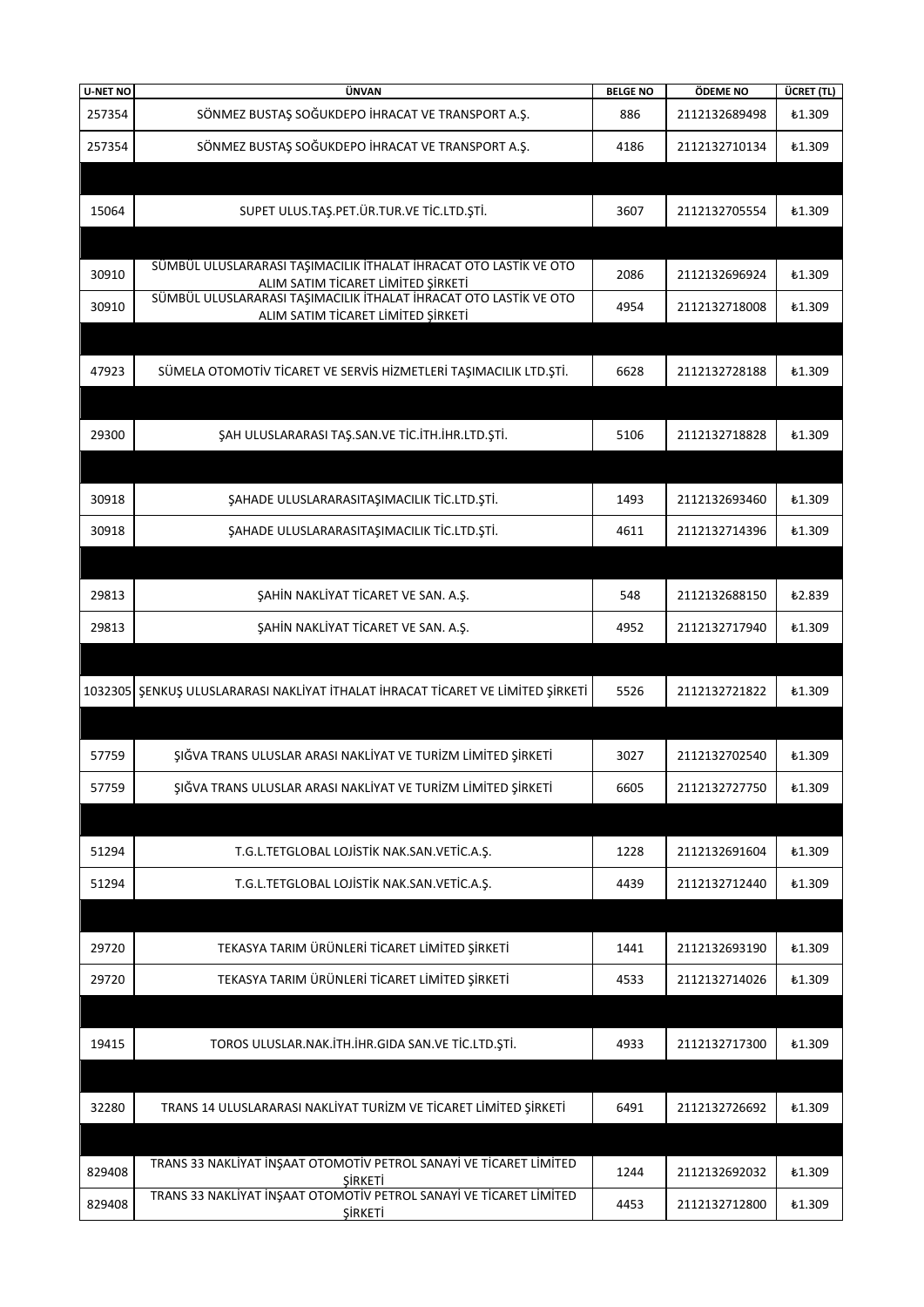| U-NET NO | ÜNVAN | BELGE NO | ÖDEME NO | ÜCRET (TL) |
|---|---|---|---|---|
| 257354 | SÖNMEZ BUSTAŞ SOĞUKDEPO İHRACAT VE TRANSPORT A.Ş. | 886 | 2112132689498 | ₺1.309 |
| 257354 | SÖNMEZ BUSTAŞ SOĞUKDEPO İHRACAT VE TRANSPORT A.Ş. | 4186 | 2112132710134 | ₺1.309 |
| | | | | |
| 15064 | SUPET ULUS.TAŞ.PET.ÜR.TUR.VE TİC.LTD.ŞTİ. | 3607 | 2112132705554 | ₺1.309 |
| | | | | |
| 30910 | SÜMBÜL ULUSLARARASI TAŞIMACILIK İTHALAT İHRACAT OTO LASTİK VE OTO ALIM SATIM TİCARET LİMİTED ŞİRKETİ | 2086 | 2112132696924 | ₺1.309 |
| 30910 | SÜMBÜL ULUSLARARASI TAŞIMACILIK İTHALAT İHRACAT OTO LASTİK VE OTO ALIM SATIM TİCARET LİMİTED ŞİRKETİ | 4954 | 2112132718008 | ₺1.309 |
| | | | | |
| 47923 | SÜMELA OTOMOTİV TİCARET VE SERVİS HİZMETLERİ TAŞIMACILIK LTD.ŞTİ. | 6628 | 2112132728188 | ₺1.309 |
| | | | | |
| 29300 | ŞAH ULUSLARARASI TAŞ.SAN.VE TİC.İTH.İHR.LTD.ŞTİ. | 5106 | 2112132718828 | ₺1.309 |
| | | | | |
| 30918 | ŞAHADE ULUSLARARASITAŞIMACILIK TİC.LTD.ŞTİ. | 1493 | 2112132693460 | ₺1.309 |
| 30918 | ŞAHADE ULUSLARARASITAŞIMACILIK TİC.LTD.ŞTİ. | 4611 | 2112132714396 | ₺1.309 |
| | | | | |
| 29813 | ŞAHİN NAKLİYAT TİCARET VE SAN. A.Ş. | 548 | 2112132688150 | ₺2.839 |
| 29813 | ŞAHİN NAKLİYAT TİCARET VE SAN. A.Ş. | 4952 | 2112132717940 | ₺1.309 |
| | | | | |
| 1032305 | ŞENKUŞ ULUSLARARASI NAKLİYAT İTHALAT İHRACAT TİCARET VE LİMİTED ŞİRKETİ | 5526 | 2112132721822 | ₺1.309 |
| | | | | |
| 57759 | ŞIĞVA TRANS ULUSLAR ARASI NAKLİYAT VE TURİZM LİMİTED ŞİRKETİ | 3027 | 2112132702540 | ₺1.309 |
| 57759 | ŞIĞVA TRANS ULUSLAR ARASI NAKLİYAT VE TURİZM LİMİTED ŞİRKETİ | 6605 | 2112132727750 | ₺1.309 |
| | | | | |
| 51294 | T.G.L.TETGLOBAL LOJİSTİK NAK.SAN.VETİC.A.Ş. | 1228 | 2112132691604 | ₺1.309 |
| 51294 | T.G.L.TETGLOBAL LOJİSTİK NAK.SAN.VETİC.A.Ş. | 4439 | 2112132712440 | ₺1.309 |
| | | | | |
| 29720 | TEKASYA TARIM ÜRÜNLERİ TİCARET LİMİTED ŞİRKETİ | 1441 | 2112132693190 | ₺1.309 |
| 29720 | TEKASYA TARIM ÜRÜNLERİ TİCARET LİMİTED ŞİRKETİ | 4533 | 2112132714026 | ₺1.309 |
| | | | | |
| 19415 | TOROS ULUSLAR.NAK.İTH.İHR.GIDA SAN.VE TİC.LTD.ŞTİ. | 4933 | 2112132717300 | ₺1.309 |
| | | | | |
| 32280 | TRANS 14 ULUSLARARASI NAKLİYAT TURİZM VE TİCARET LİMİTED ŞİRKETİ | 6491 | 2112132726692 | ₺1.309 |
| | | | | |
| 829408 | TRANS 33 NAKLİYAT İNŞAAT OTOMOTİV PETROL SANAYİ VE TİCARET LİMİTED ŞİRKETİ | 1244 | 2112132692032 | ₺1.309 |
| 829408 | TRANS 33 NAKLİYAT İNŞAAT OTOMOTİV PETROL SANAYİ VE TİCARET LİMİTED ŞİRKETİ | 4453 | 2112132712800 | ₺1.309 |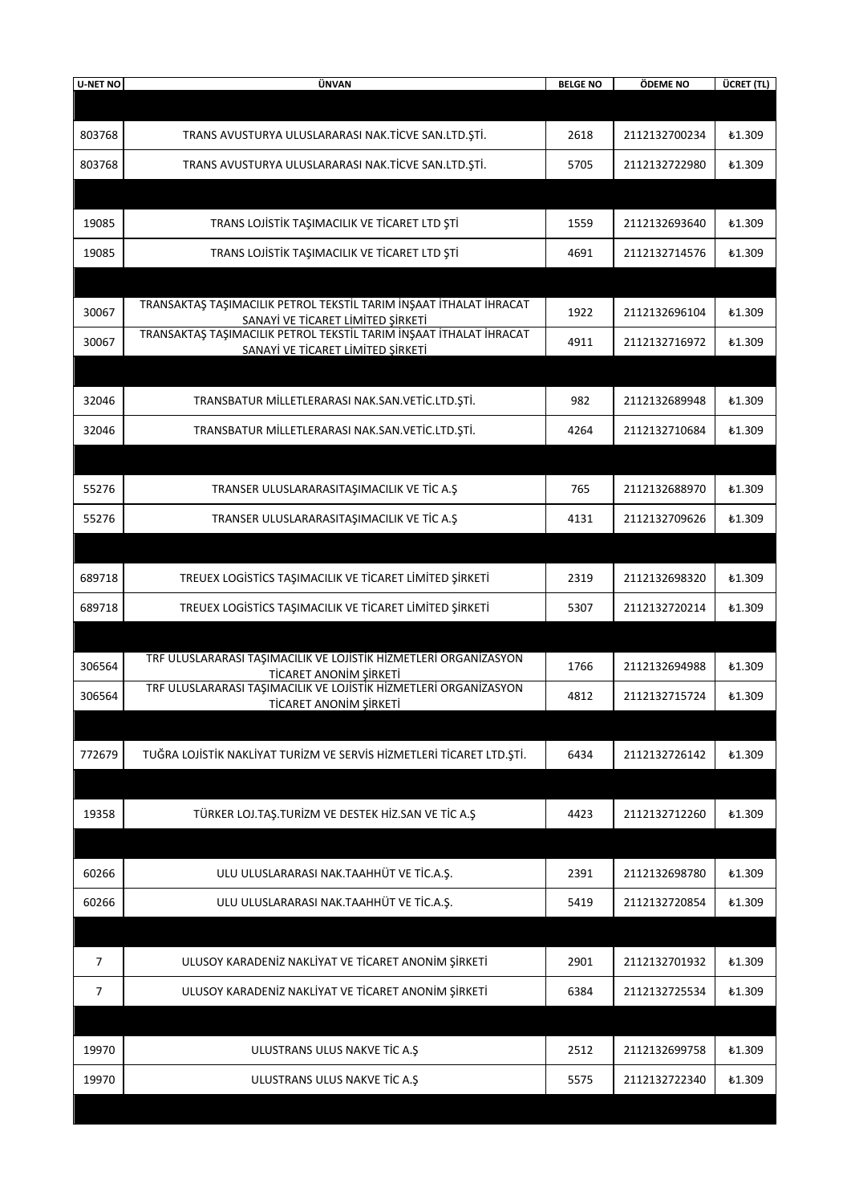| U-NET NO | ÜNVAN | BELGE NO | ÖDEME NO | ÜCRET (TL) |
|---|---|---|---|---|
| | | | | |
| 803768 | TRANS AVUSTURYA ULUSLARARASI NAK.TİCVE SAN.LTD.ŞTİ. | 2618 | 2112132700234 | ₺1.309 |
| 803768 | TRANS AVUSTURYA ULUSLARARASI NAK.TİCVE SAN.LTD.ŞTİ. | 5705 | 2112132722980 | ₺1.309 |
| | | | | |
| 19085 | TRANS LOJİSTİK TAŞIMACILIK VE TİCARET LTD ŞTİ | 1559 | 2112132693640 | ₺1.309 |
| 19085 | TRANS LOJİSTİK TAŞIMACILIK VE TİCARET LTD ŞTİ | 4691 | 2112132714576 | ₺1.309 |
| | | | | |
| 30067 | TRANSAKTAŞ TAŞIMACILIK PETROL TEKSTİL TARIM İNŞAAT İTHALAT İHRACAT SANAYİ VE TİCARET LİMİTED ŞİRKETİ | 1922 | 2112132696104 | ₺1.309 |
| 30067 | TRANSAKTAŞ TAŞIMACILIK PETROL TEKSTİL TARIM İNŞAAT İTHALAT İHRACAT SANAYİ VE TİCARET LİMİTED ŞİRKETİ | 4911 | 2112132716972 | ₺1.309 |
| | | | | |
| 32046 | TRANSBATUR MİLLETLERARASI NAK.SAN.VETİC.LTD.ŞTİ. | 982 | 2112132689948 | ₺1.309 |
| 32046 | TRANSBATUR MİLLETLERARASI NAK.SAN.VETİC.LTD.ŞTİ. | 4264 | 2112132710684 | ₺1.309 |
| | | | | |
| 55276 | TRANSER ULUSLARARASITAŞIMACILIK VE TİC A.Ş | 765 | 2112132688970 | ₺1.309 |
| 55276 | TRANSER ULUSLARARASITAŞIMACILIK VE TİC A.Ş | 4131 | 2112132709626 | ₺1.309 |
| | | | | |
| 689718 | TREUEX LOGİSTİCS TAŞIMACILIK VE TİCARET LİMİTED ŞİRKETİ | 2319 | 2112132698320 | ₺1.309 |
| 689718 | TREUEX LOGİSTİCS TAŞIMACILIK VE TİCARET LİMİTED ŞİRKETİ | 5307 | 2112132720214 | ₺1.309 |
| | | | | |
| 306564 | TRF ULUSLARARASI TAŞIMACILIK VE LOJİSTİK HİZMETLERİ ORGANİZASYON TİCARET ANONİM ŞİRKETİ | 1766 | 2112132694988 | ₺1.309 |
| 306564 | TRF ULUSLARARASI TAŞIMACILIK VE LOJİSTİK HİZMETLERİ ORGANİZASYON TİCARET ANONİM ŞİRKETİ | 4812 | 2112132715724 | ₺1.309 |
| | | | | |
| 772679 | TUĞRA LOJİSTİK NAKLİYAT TURİZM VE SERVİS HİZMETLERİ TİCARET LTD.ŞTİ. | 6434 | 2112132726142 | ₺1.309 |
| | | | | |
| 19358 | TÜRKER LOJ.TAŞ.TURİZM VE DESTEK HİZ.SAN VE TİC A.Ş | 4423 | 2112132712260 | ₺1.309 |
| | | | | |
| 60266 | ULU ULUSLARARASI NAK.TAAHHÜT VE TİC.A.Ş. | 2391 | 2112132698780 | ₺1.309 |
| 60266 | ULU ULUSLARARASI NAK.TAAHHÜT VE TİC.A.Ş. | 5419 | 2112132720854 | ₺1.309 |
| | | | | |
| 7 | ULUSOY KARADENİZ NAKLİYAT VE TİCARET ANONİM ŞİRKETİ | 2901 | 2112132701932 | ₺1.309 |
| 7 | ULUSOY KARADENİZ NAKLİYAT VE TİCARET ANONİM ŞİRKETİ | 6384 | 2112132725534 | ₺1.309 |
| | | | | |
| 19970 | ULUSTRANS ULUS NAKVE TİC A.Ş | 2512 | 2112132699758 | ₺1.309 |
| 19970 | ULUSTRANS ULUS NAKVE TİC A.Ş | 5575 | 2112132722340 | ₺1.309 |
| | | | | |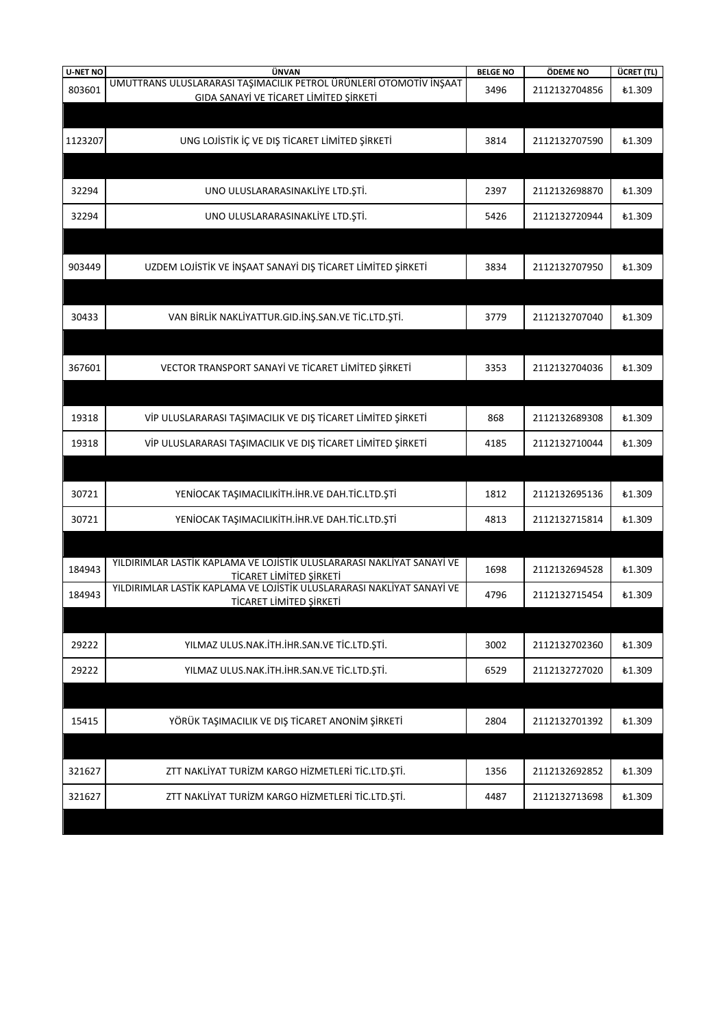| U-NET NO | ÜNVAN | BELGE NO | ÖDEME NO | ÜCRET (TL) |
|---|---|---|---|---|
| 803601 | UMUTTRANS ULUSLARARASI TAŞIMACILIK PETROL ÜRÜNLERİ OTOMOTİV İNŞAAT GIDA SANAYİ VE TİCARET LİMİTED ŞİRKETİ | 3496 | 2112132704856 | ₺1.309 |
| | | | | |
| 1123207 | UNG LOJİSTİK İÇ VE DIŞ TİCARET LİMİTED ŞİRKETİ | 3814 | 2112132707590 | ₺1.309 |
| | | | | |
| 32294 | UNO ULUSLARARASINAKLİYE LTD.ŞTİ. | 2397 | 2112132698870 | ₺1.309 |
| 32294 | UNO ULUSLARARASINAKLİYE LTD.ŞTİ. | 5426 | 2112132720944 | ₺1.309 |
| | | | | |
| 903449 | UZDEM LOJİSTİK VE İNŞAAT SANAYİ DIŞ TİCARET LİMİTED ŞİRKETİ | 3834 | 2112132707950 | ₺1.309 |
| | | | | |
| 30433 | VAN BİRLİK NAKLİYATTUR.GID.İNŞ.SAN.VE TİC.LTD.ŞTİ. | 3779 | 2112132707040 | ₺1.309 |
| | | | | |
| 367601 | VECTOR TRANSPORT SANAYİ VE TİCARET LİMİTED ŞİRKETİ | 3353 | 2112132704036 | ₺1.309 |
| | | | | |
| 19318 | VİP ULUSLARARASI TAŞIMACILIK VE DIŞ TİCARET LİMİTED ŞİRKETİ | 868 | 2112132689308 | ₺1.309 |
| 19318 | VİP ULUSLARARASI TAŞIMACILIK VE DIŞ TİCARET LİMİTED ŞİRKETİ | 4185 | 2112132710044 | ₺1.309 |
| | | | | |
| 30721 | YENİOCAK TAŞIMACILIKİTH.İHR.VE DAH.TİC.LTD.ŞTİ | 1812 | 2112132695136 | ₺1.309 |
| 30721 | YENİOCAK TAŞIMACILIKİTH.İHR.VE DAH.TİC.LTD.ŞTİ | 4813 | 2112132715814 | ₺1.309 |
| | | | | |
| 184943 | YILDIRIMLAR LASTİK KAPLAMA VE LOJİSTİK ULUSLARARASI NAKLİYAT SANAYİ VE TİCARET LİMİTED ŞİRKETİ | 1698 | 2112132694528 | ₺1.309 |
| 184943 | YILDIRIMLAR LASTİK KAPLAMA VE LOJİSTİK ULUSLARARASI NAKLİYAT SANAYİ VE TİCARET LİMİTED ŞİRKETİ | 4796 | 2112132715454 | ₺1.309 |
| | | | | |
| 29222 | YILMAZ ULUS.NAK.İTH.İHR.SAN.VE TİC.LTD.ŞTİ. | 3002 | 2112132702360 | ₺1.309 |
| 29222 | YILMAZ ULUS.NAK.İTH.İHR.SAN.VE TİC.LTD.ŞTİ. | 6529 | 2112132727020 | ₺1.309 |
| | | | | |
| 15415 | YÖRÜK TAŞIMACILIK VE DIŞ TİCARET ANONİM ŞİRKETİ | 2804 | 2112132701392 | ₺1.309 |
| | | | | |
| 321627 | ZTT NAKLİYAT TURİZM KARGO HİZMETLERİ TİC.LTD.ŞTİ. | 1356 | 2112132692852 | ₺1.309 |
| 321627 | ZTT NAKLİYAT TURİZM KARGO HİZMETLERİ TİC.LTD.ŞTİ. | 4487 | 2112132713698 | ₺1.309 |
| | | | | |